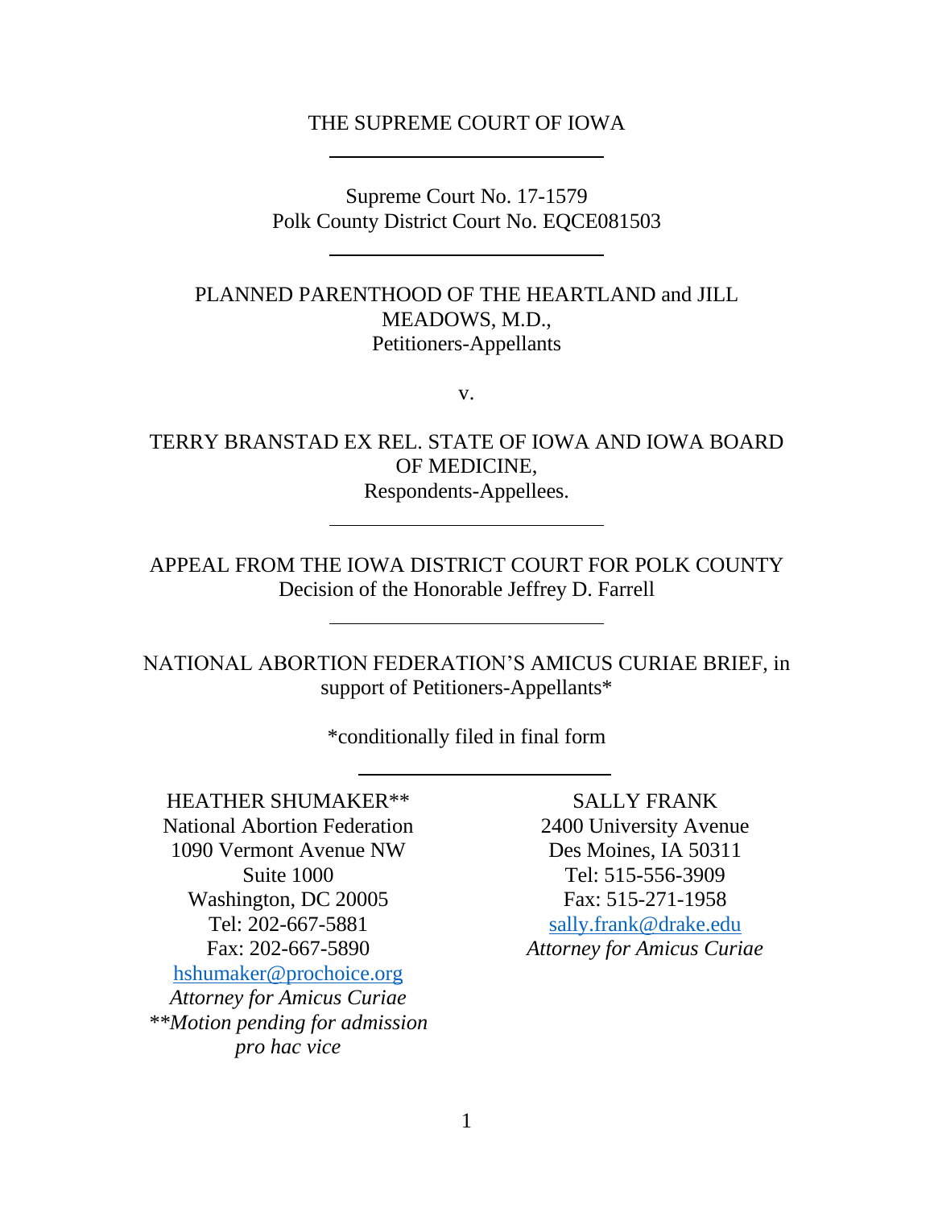THE SUPREME COURT OF IOWA

---

Supreme Court No. 17-1579
Polk County District Court No. EQCE081503

---

PLANNED PARENTHOOD OF THE HEARTLAND and JILL MEADOWS, M.D.,
Petitioners-Appellants

v.

TERRY BRANSTAD EX REL. STATE OF IOWA AND IOWA BOARD OF MEDICINE,
Respondents-Appellees.

---

APPEAL FROM THE IOWA DISTRICT COURT FOR POLK COUNTY
Decision of the Honorable Jeffrey D. Farrell

---

NATIONAL ABORTION FEDERATION'S AMICUS CURIAE BRIEF, in support of Petitioners-Appellants*

*conditionally filed in final form

---

HEATHER SHUMAKER**
National Abortion Federation
1090 Vermont Avenue NW
Suite 1000
Washington, DC 20005
Tel: 202-667-5881
Fax: 202-667-5890
hshumaker@prochoice.org
*Attorney for Amicus Curiae*
*\*\*Motion pending for admission pro hac vice*

SALLY FRANK
2400 University Avenue
Des Moines, IA 50311
Tel: 515-556-3909
Fax: 515-271-1958
sally.frank@drake.edu
*Attorney for Amicus Curiae*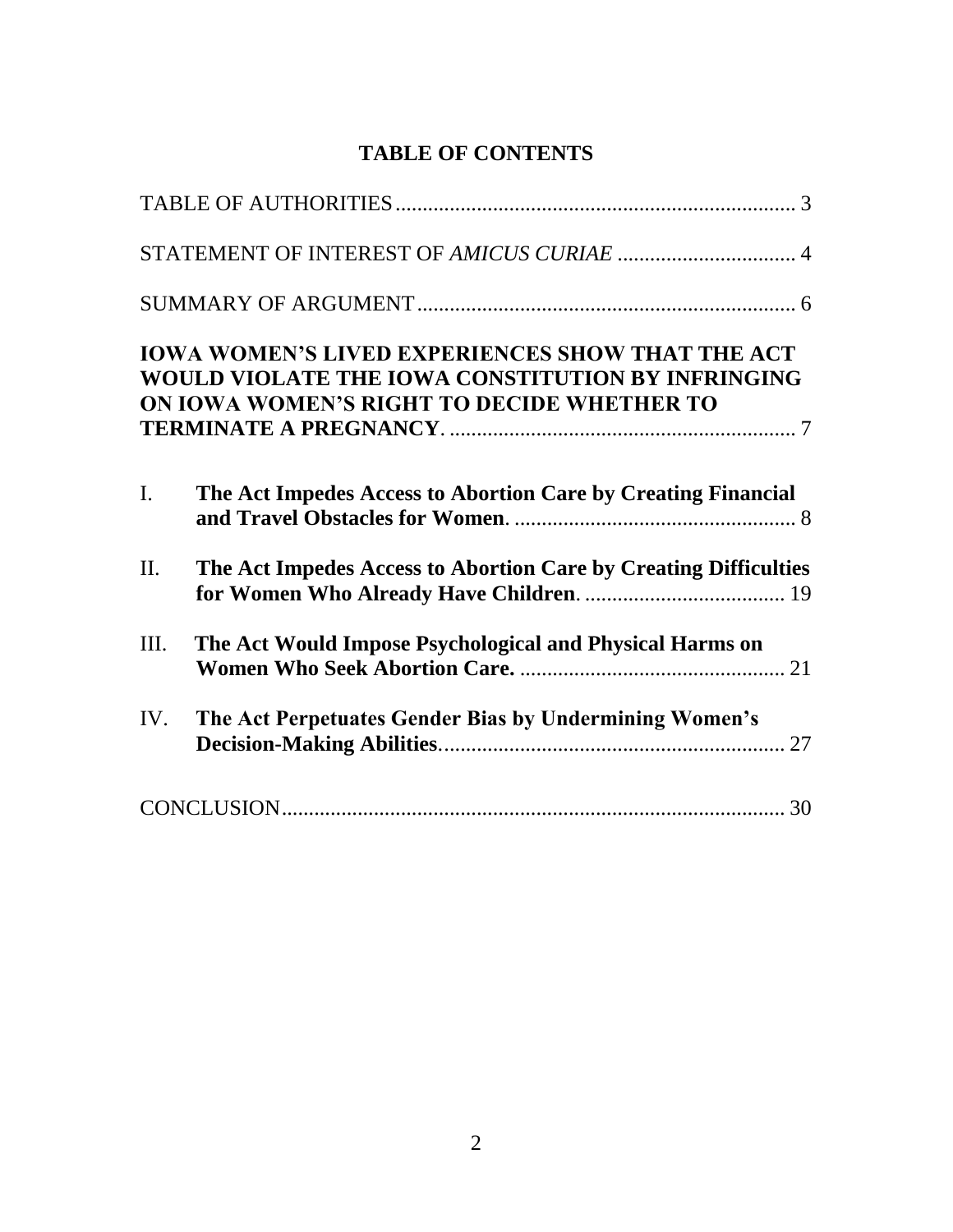# TABLE OF CONTENTS

TABLE OF AUTHORITIES ........................................................................ 3

STATEMENT OF INTEREST OF *AMICUS CURIAE* ................................. 4

SUMMARY OF ARGUMENT ..................................................................... 6

**IOWA WOMEN'S LIVED EXPERIENCES SHOW THAT THE ACT WOULD VIOLATE THE IOWA CONSTITUTION BY INFRINGING ON IOWA WOMEN'S RIGHT TO DECIDE WHETHER TO TERMINATE A PREGNANCY**. ............................................................... 7

I. **The Act Impedes Access to Abortion Care by Creating Financial and Travel Obstacles for Women**. ................................................... 8

II. **The Act Impedes Access to Abortion Care by Creating Difficulties for Women Who Already Have Children**. ..................................... 19

III. **The Act Would Impose Psychological and Physical Harms on Women Who Seek Abortion Care.** ................................................ 21

IV. **The Act Perpetuates Gender Bias by Undermining Women's Decision-Making Abilities**. .............................................................. 27

CONCLUSION ............................................................................................ 30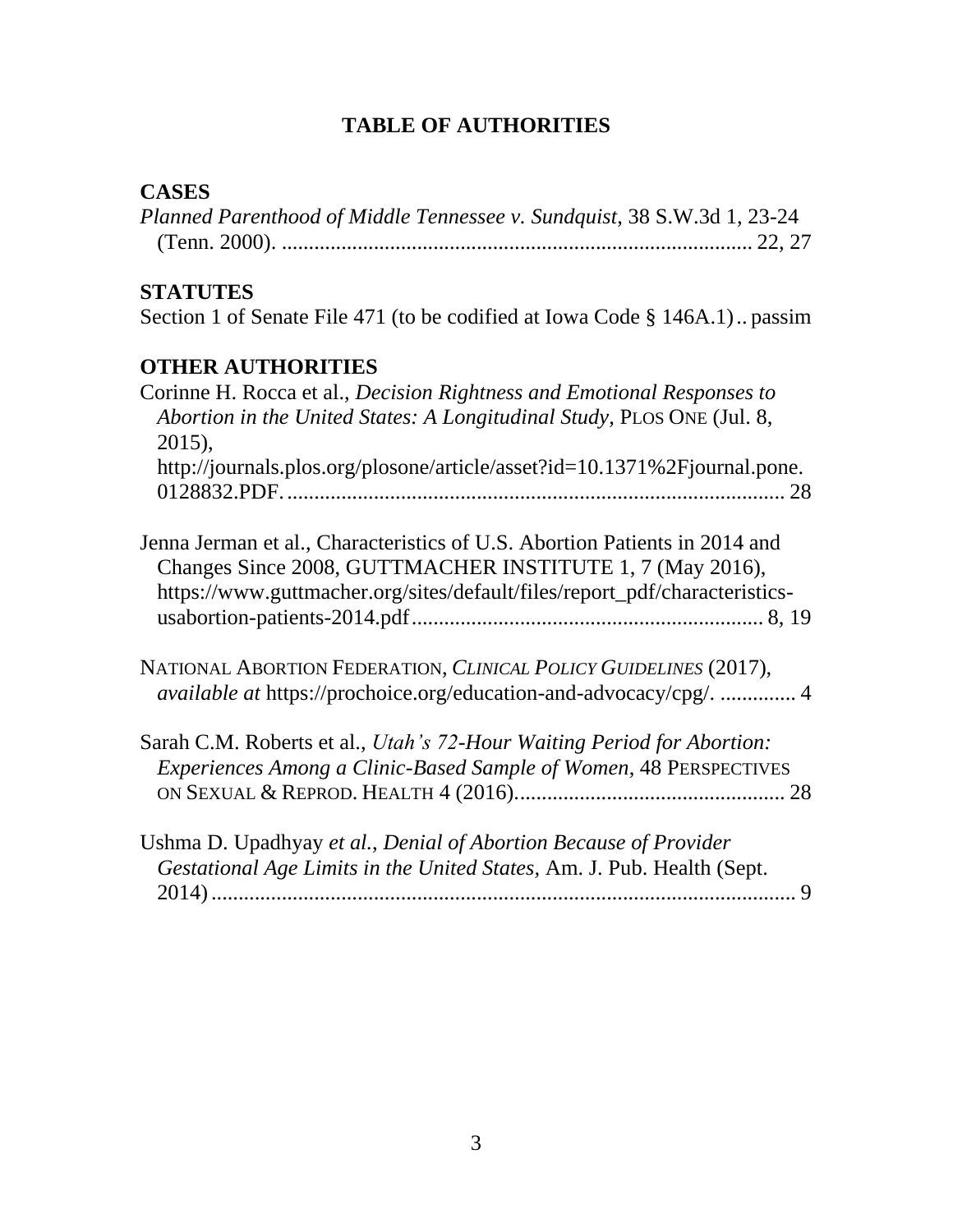# TABLE OF AUTHORITIES

## CASES

*Planned Parenthood of Middle Tennessee v. Sundquist*, 38 S.W.3d 1, 23-24 (Tenn. 2000). ...................................................................................... 22, 27

## STATUTES

Section 1 of Senate File 471 (to be codified at Iowa Code § 146A.1) .. passim

## OTHER AUTHORITIES

Corinne H. Rocca et al., *Decision Rightness and Emotional Responses to Abortion in the United States: A Longitudinal Study*, PLOS ONE (Jul. 8, 2015), http://journals.plos.org/plosone/article/asset?id=10.1371%2Fjournal.pone.0128832.PDF. .......................................................................................... 28

Jenna Jerman et al., Characteristics of U.S. Abortion Patients in 2014 and Changes Since 2008, GUTTMACHER INSTITUTE 1, 7 (May 2016), https://www.guttmacher.org/sites/default/files/report_pdf/characteristics-usabortion-patients-2014.pdf ................................................................. 8, 19

NATIONAL ABORTION FEDERATION, *CLINICAL POLICY GUIDELINES* (2017), *available at* https://prochoice.org/education-and-advocacy/cpg/. .............. 4

Sarah C.M. Roberts et al., *Utah's 72-Hour Waiting Period for Abortion: Experiences Among a Clinic-Based Sample of Women*, 48 PERSPECTIVES ON SEXUAL & REPROD. HEALTH 4 (2016)................................................. 28

Ushma D. Upadhyay *et al.*, *Denial of Abortion Because of Provider Gestational Age Limits in the United States,* Am. J. Pub. Health (Sept. 2014) ............................................................................................ 9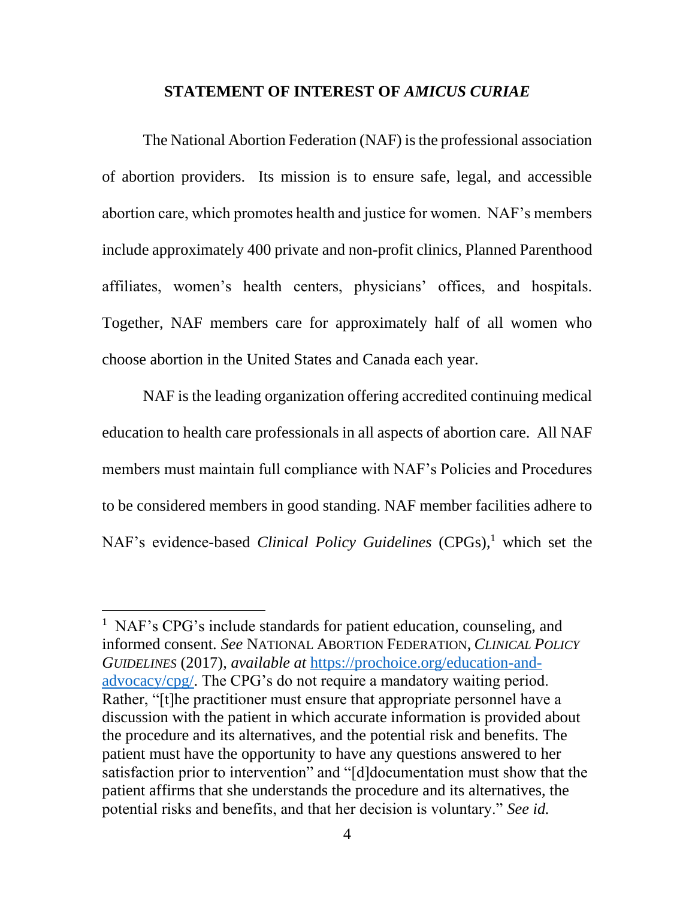## STATEMENT OF INTEREST OF *AMICUS CURIAE*

The National Abortion Federation (NAF) is the professional association of abortion providers. Its mission is to ensure safe, legal, and accessible abortion care, which promotes health and justice for women. NAF's members include approximately 400 private and non-profit clinics, Planned Parenthood affiliates, women's health centers, physicians' offices, and hospitals. Together, NAF members care for approximately half of all women who choose abortion in the United States and Canada each year.

NAF is the leading organization offering accredited continuing medical education to health care professionals in all aspects of abortion care. All NAF members must maintain full compliance with NAF's Policies and Procedures to be considered members in good standing. NAF member facilities adhere to NAF's evidence-based *Clinical Policy Guidelines* (CPGs),[1] which set the

---

[1] NAF's CPG's include standards for patient education, counseling, and informed consent. *See* NATIONAL ABORTION FEDERATION, *CLINICAL POLICY GUIDELINES* (2017), *available at* [https://prochoice.org/education-and-advocacy/cpg/](https://prochoice.org/education-and-advocacy/cpg/). The CPG's do not require a mandatory waiting period. Rather, "[t]he practitioner must ensure that appropriate personnel have a discussion with the patient in which accurate information is provided about the procedure and its alternatives, and the potential risk and benefits. The patient must have the opportunity to have any questions answered to her satisfaction prior to intervention" and "[d]documentation must show that the patient affirms that she understands the procedure and its alternatives, the potential risks and benefits, and that her decision is voluntary." *See id.*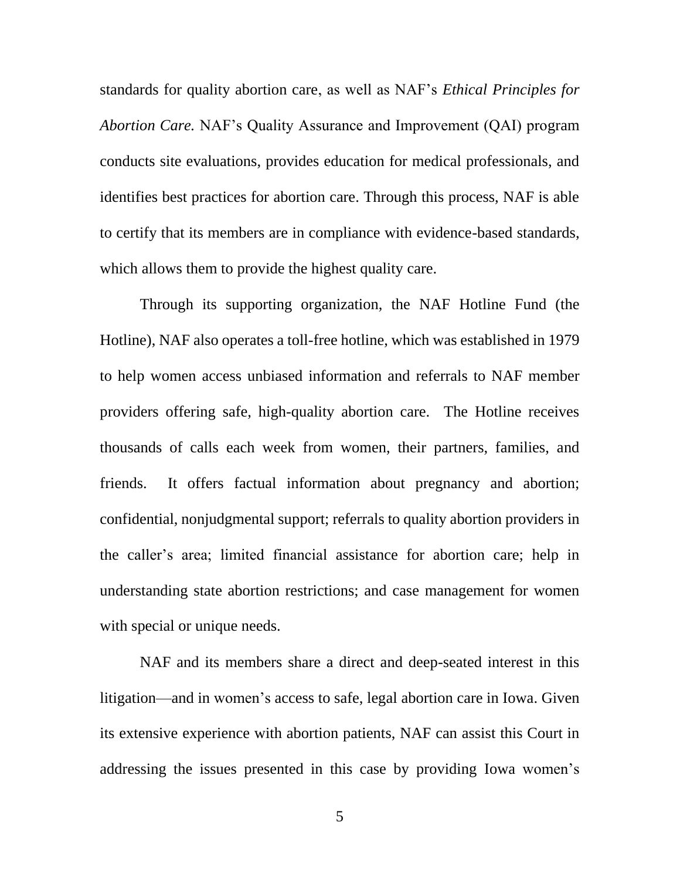standards for quality abortion care, as well as NAF's *Ethical Principles for Abortion Care.* NAF's Quality Assurance and Improvement (QAI) program conducts site evaluations, provides education for medical professionals, and identifies best practices for abortion care. Through this process, NAF is able to certify that its members are in compliance with evidence-based standards, which allows them to provide the highest quality care.

Through its supporting organization, the NAF Hotline Fund (the Hotline), NAF also operates a toll-free hotline, which was established in 1979 to help women access unbiased information and referrals to NAF member providers offering safe, high-quality abortion care. The Hotline receives thousands of calls each week from women, their partners, families, and friends. It offers factual information about pregnancy and abortion; confidential, nonjudgmental support; referrals to quality abortion providers in the caller's area; limited financial assistance for abortion care; help in understanding state abortion restrictions; and case management for women with special or unique needs.

NAF and its members share a direct and deep-seated interest in this litigation—and in women's access to safe, legal abortion care in Iowa. Given its extensive experience with abortion patients, NAF can assist this Court in addressing the issues presented in this case by providing Iowa women's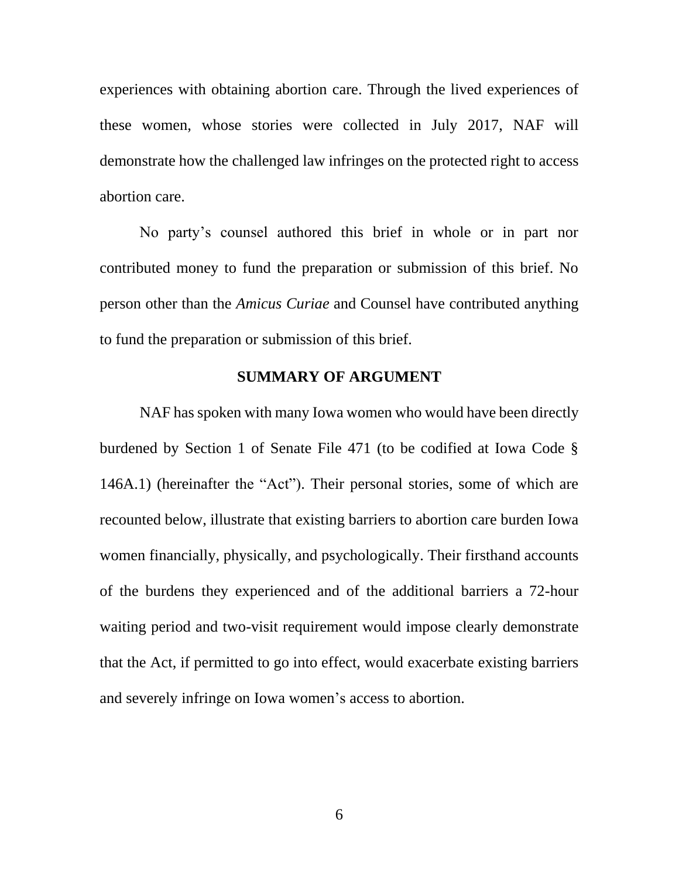experiences with obtaining abortion care. Through the lived experiences of these women, whose stories were collected in July 2017, NAF will demonstrate how the challenged law infringes on the protected right to access abortion care.

No party's counsel authored this brief in whole or in part nor contributed money to fund the preparation or submission of this brief. No person other than the *Amicus Curiae* and Counsel have contributed anything to fund the preparation or submission of this brief.

## SUMMARY OF ARGUMENT

NAF has spoken with many Iowa women who would have been directly burdened by Section 1 of Senate File 471 (to be codified at Iowa Code § 146A.1) (hereinafter the "Act"). Their personal stories, some of which are recounted below, illustrate that existing barriers to abortion care burden Iowa women financially, physically, and psychologically. Their firsthand accounts of the burdens they experienced and of the additional barriers a 72-hour waiting period and two-visit requirement would impose clearly demonstrate that the Act, if permitted to go into effect, would exacerbate existing barriers and severely infringe on Iowa women's access to abortion.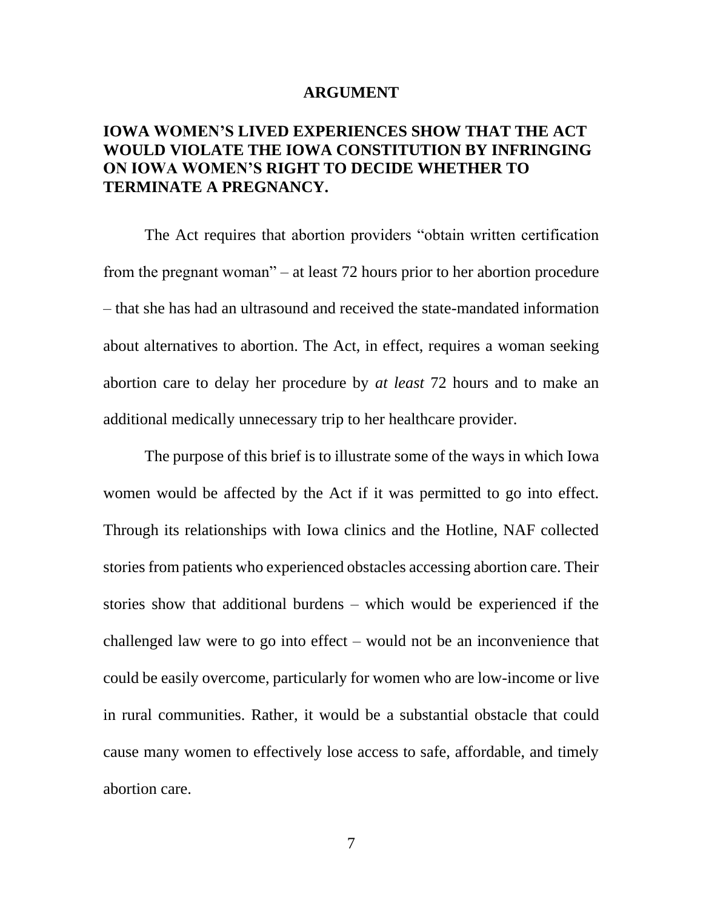## ARGUMENT

### IOWA WOMEN'S LIVED EXPERIENCES SHOW THAT THE ACT WOULD VIOLATE THE IOWA CONSTITUTION BY INFRINGING ON IOWA WOMEN'S RIGHT TO DECIDE WHETHER TO TERMINATE A PREGNANCY.

The Act requires that abortion providers "obtain written certification from the pregnant woman" – at least 72 hours prior to her abortion procedure – that she has had an ultrasound and received the state-mandated information about alternatives to abortion. The Act, in effect, requires a woman seeking abortion care to delay her procedure by *at least* 72 hours and to make an additional medically unnecessary trip to her healthcare provider.

The purpose of this brief is to illustrate some of the ways in which Iowa women would be affected by the Act if it was permitted to go into effect. Through its relationships with Iowa clinics and the Hotline, NAF collected stories from patients who experienced obstacles accessing abortion care. Their stories show that additional burdens – which would be experienced if the challenged law were to go into effect – would not be an inconvenience that could be easily overcome, particularly for women who are low-income or live in rural communities. Rather, it would be a substantial obstacle that could cause many women to effectively lose access to safe, affordable, and timely abortion care.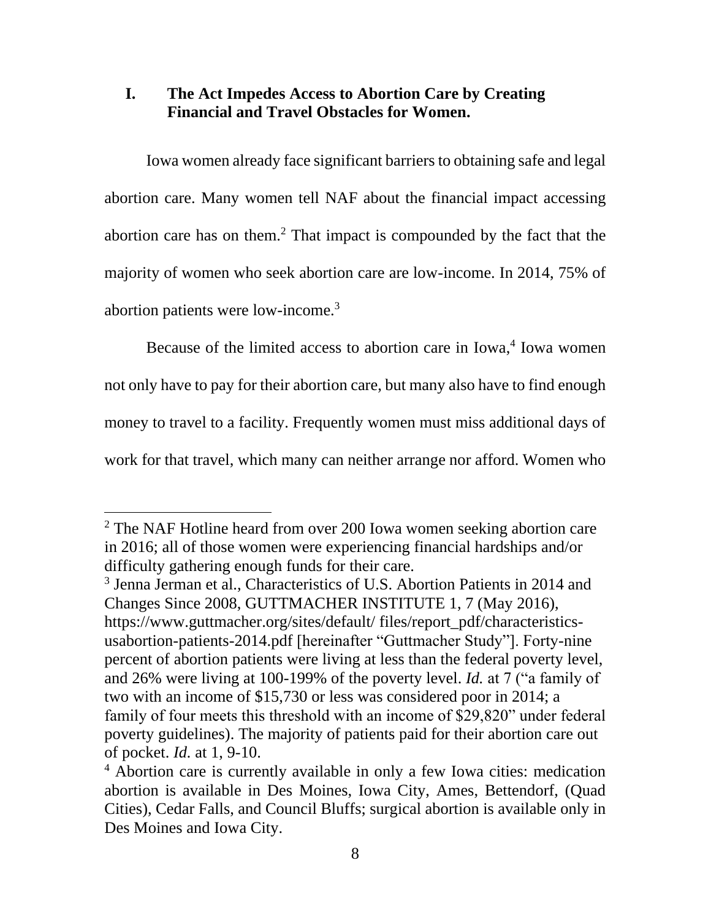## I. The Act Impedes Access to Abortion Care by Creating Financial and Travel Obstacles for Women.

Iowa women already face significant barriers to obtaining safe and legal abortion care. Many women tell NAF about the financial impact accessing abortion care has on them.[2] That impact is compounded by the fact that the majority of women who seek abortion care are low-income. In 2014, 75% of abortion patients were low-income.[3]

Because of the limited access to abortion care in Iowa,[4] Iowa women not only have to pay for their abortion care, but many also have to find enough money to travel to a facility. Frequently women must miss additional days of work for that travel, which many can neither arrange nor afford. Women who

---

[2] The NAF Hotline heard from over 200 Iowa women seeking abortion care in 2016; all of those women were experiencing financial hardships and/or difficulty gathering enough funds for their care.

[3] Jenna Jerman et al., Characteristics of U.S. Abortion Patients in 2014 and Changes Since 2008, GUTTMACHER INSTITUTE 1, 7 (May 2016), https://www.guttmacher.org/sites/default/ files/report_pdf/characteristics-usabortion-patients-2014.pdf [hereinafter "Guttmacher Study"]. Forty-nine percent of abortion patients were living at less than the federal poverty level, and 26% were living at 100-199% of the poverty level. *Id.* at 7 ("a family of two with an income of $15,730 or less was considered poor in 2014; a family of four meets this threshold with an income of $29,820" under federal poverty guidelines). The majority of patients paid for their abortion care out of pocket. *Id.* at 1, 9-10.

[4] Abortion care is currently available in only a few Iowa cities: medication abortion is available in Des Moines, Iowa City, Ames, Bettendorf, (Quad Cities), Cedar Falls, and Council Bluffs; surgical abortion is available only in Des Moines and Iowa City.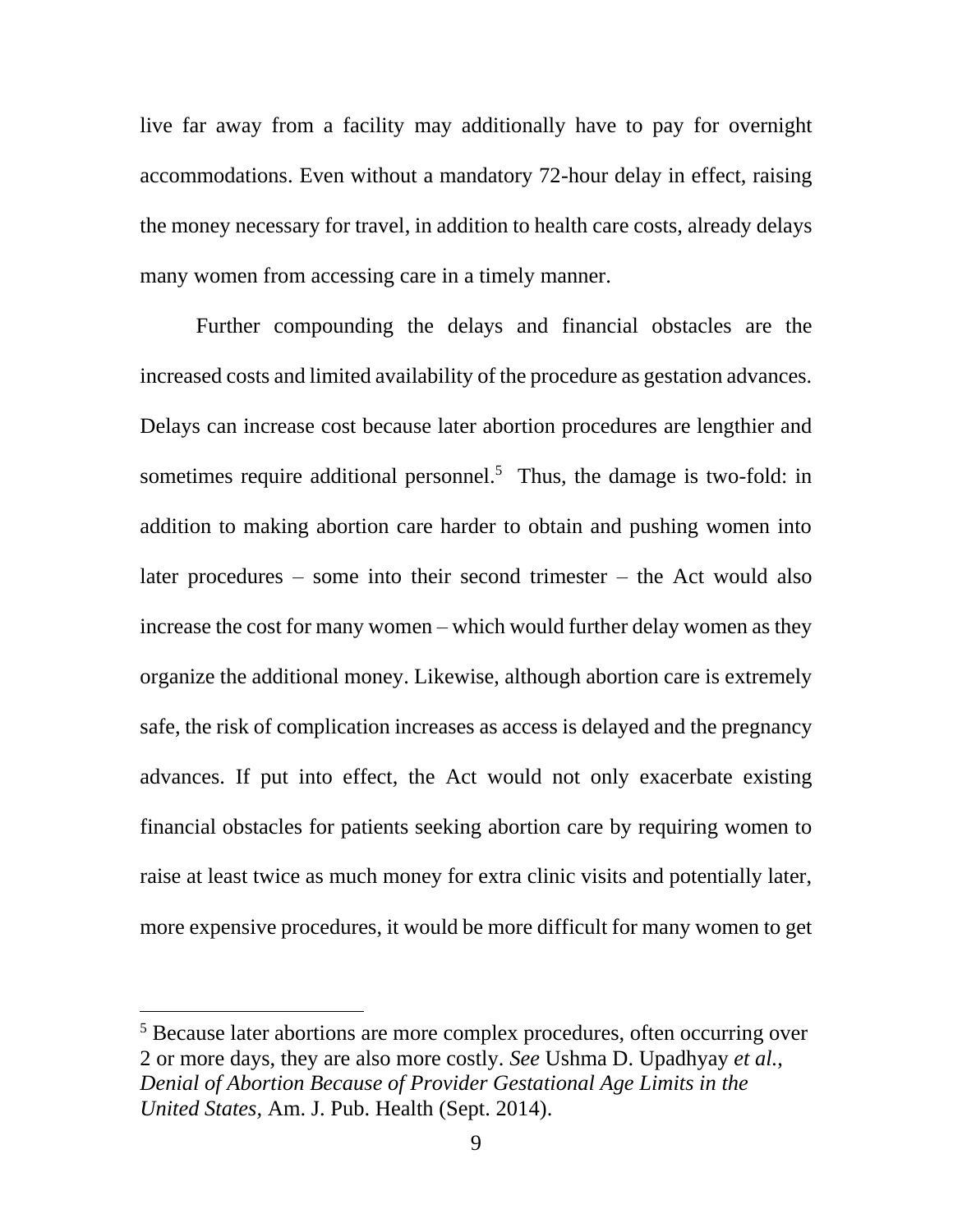live far away from a facility may additionally have to pay for overnight accommodations. Even without a mandatory 72-hour delay in effect, raising the money necessary for travel, in addition to health care costs, already delays many women from accessing care in a timely manner.

Further compounding the delays and financial obstacles are the increased costs and limited availability of the procedure as gestation advances. Delays can increase cost because later abortion procedures are lengthier and sometimes require additional personnel.[5] Thus, the damage is two-fold: in addition to making abortion care harder to obtain and pushing women into later procedures – some into their second trimester – the Act would also increase the cost for many women – which would further delay women as they organize the additional money. Likewise, although abortion care is extremely safe, the risk of complication increases as access is delayed and the pregnancy advances. If put into effect, the Act would not only exacerbate existing financial obstacles for patients seeking abortion care by requiring women to raise at least twice as much money for extra clinic visits and potentially later, more expensive procedures, it would be more difficult for many women to get

---

[5] Because later abortions are more complex procedures, often occurring over 2 or more days, they are also more costly. *See* Ushma D. Upadhyay *et al.*, *Denial of Abortion Because of Provider Gestational Age Limits in the United States,* Am. J. Pub. Health (Sept. 2014).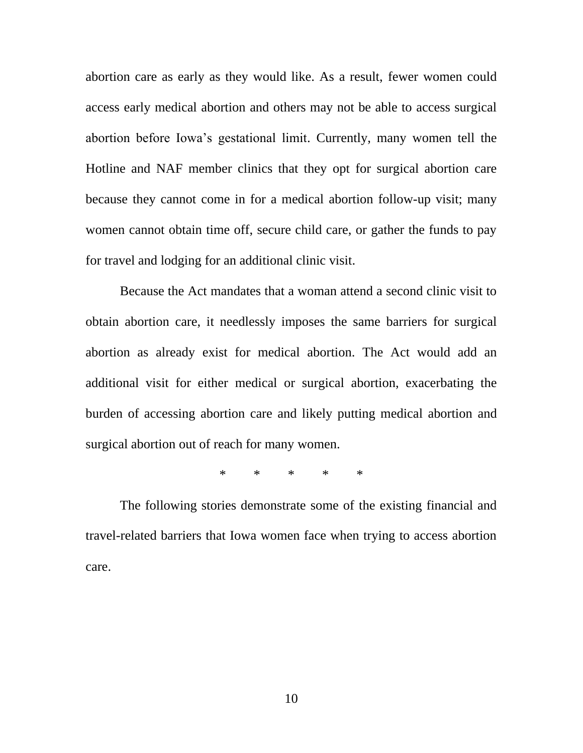abortion care as early as they would like. As a result, fewer women could access early medical abortion and others may not be able to access surgical abortion before Iowa's gestational limit. Currently, many women tell the Hotline and NAF member clinics that they opt for surgical abortion care because they cannot come in for a medical abortion follow-up visit; many women cannot obtain time off, secure child care, or gather the funds to pay for travel and lodging for an additional clinic visit.

Because the Act mandates that a woman attend a second clinic visit to obtain abortion care, it needlessly imposes the same barriers for surgical abortion as already exist for medical abortion. The Act would add an additional visit for either medical or surgical abortion, exacerbating the burden of accessing abortion care and likely putting medical abortion and surgical abortion out of reach for many women.

\*       \*       \*       \*       \*

The following stories demonstrate some of the existing financial and travel-related barriers that Iowa women face when trying to access abortion care.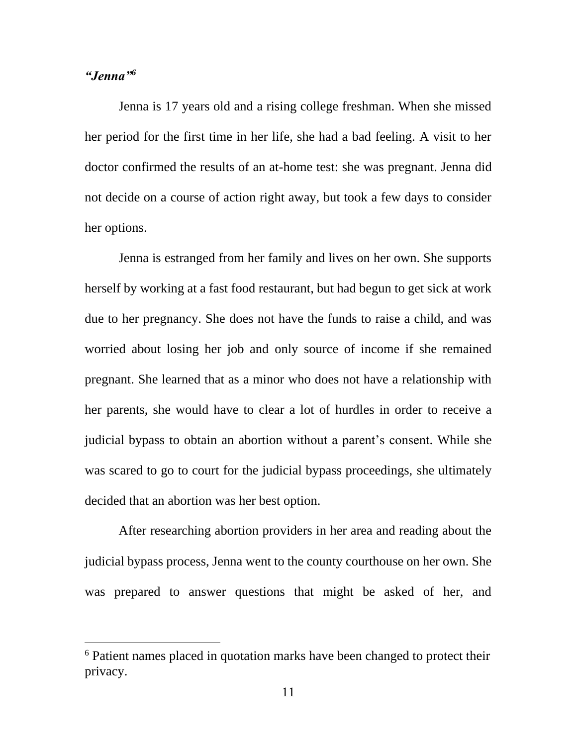***"Jenna"***[6]

Jenna is 17 years old and a rising college freshman. When she missed her period for the first time in her life, she had a bad feeling. A visit to her doctor confirmed the results of an at-home test: she was pregnant. Jenna did not decide on a course of action right away, but took a few days to consider her options.

Jenna is estranged from her family and lives on her own. She supports herself by working at a fast food restaurant, but had begun to get sick at work due to her pregnancy. She does not have the funds to raise a child, and was worried about losing her job and only source of income if she remained pregnant. She learned that as a minor who does not have a relationship with her parents, she would have to clear a lot of hurdles in order to receive a judicial bypass to obtain an abortion without a parent's consent. While she was scared to go to court for the judicial bypass proceedings, she ultimately decided that an abortion was her best option.

After researching abortion providers in her area and reading about the judicial bypass process, Jenna went to the county courthouse on her own. She was prepared to answer questions that might be asked of her, and

---

[6] Patient names placed in quotation marks have been changed to protect their privacy.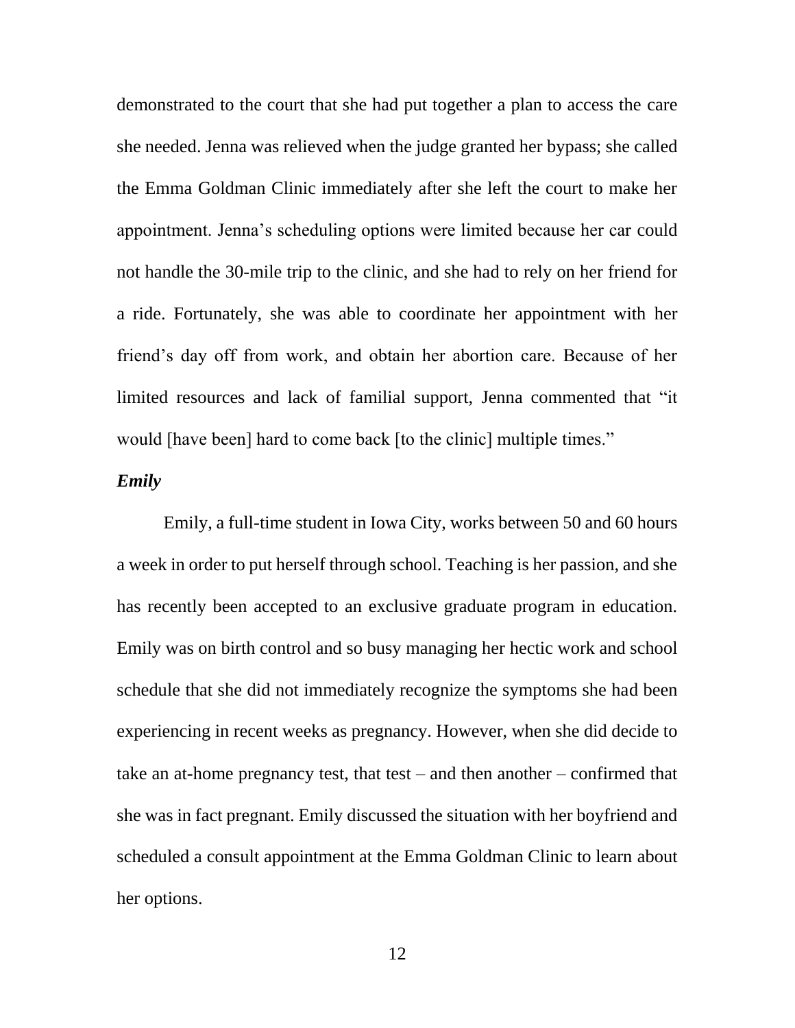demonstrated to the court that she had put together a plan to access the care she needed. Jenna was relieved when the judge granted her bypass; she called the Emma Goldman Clinic immediately after she left the court to make her appointment. Jenna's scheduling options were limited because her car could not handle the 30-mile trip to the clinic, and she had to rely on her friend for a ride. Fortunately, she was able to coordinate her appointment with her friend's day off from work, and obtain her abortion care. Because of her limited resources and lack of familial support, Jenna commented that "it would [have been] hard to come back [to the clinic] multiple times."

***Emily***

Emily, a full-time student in Iowa City, works between 50 and 60 hours a week in order to put herself through school. Teaching is her passion, and she has recently been accepted to an exclusive graduate program in education. Emily was on birth control and so busy managing her hectic work and school schedule that she did not immediately recognize the symptoms she had been experiencing in recent weeks as pregnancy. However, when she did decide to take an at-home pregnancy test, that test – and then another – confirmed that she was in fact pregnant. Emily discussed the situation with her boyfriend and scheduled a consult appointment at the Emma Goldman Clinic to learn about her options.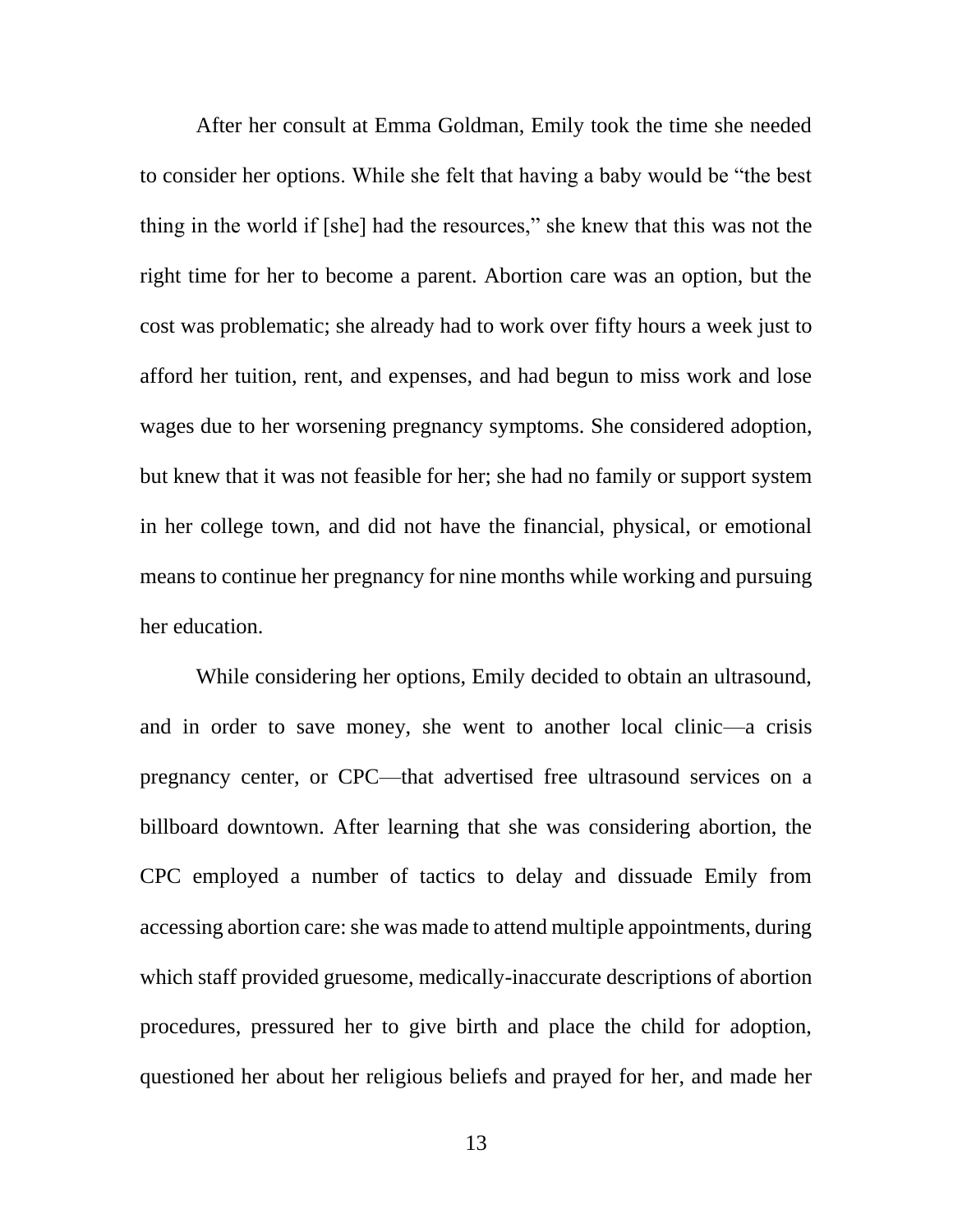After her consult at Emma Goldman, Emily took the time she needed to consider her options. While she felt that having a baby would be "the best thing in the world if [she] had the resources," she knew that this was not the right time for her to become a parent. Abortion care was an option, but the cost was problematic; she already had to work over fifty hours a week just to afford her tuition, rent, and expenses, and had begun to miss work and lose wages due to her worsening pregnancy symptoms. She considered adoption, but knew that it was not feasible for her; she had no family or support system in her college town, and did not have the financial, physical, or emotional means to continue her pregnancy for nine months while working and pursuing her education.

While considering her options, Emily decided to obtain an ultrasound, and in order to save money, she went to another local clinic—a crisis pregnancy center, or CPC—that advertised free ultrasound services on a billboard downtown. After learning that she was considering abortion, the CPC employed a number of tactics to delay and dissuade Emily from accessing abortion care: she was made to attend multiple appointments, during which staff provided gruesome, medically-inaccurate descriptions of abortion procedures, pressured her to give birth and place the child for adoption, questioned her about her religious beliefs and prayed for her, and made her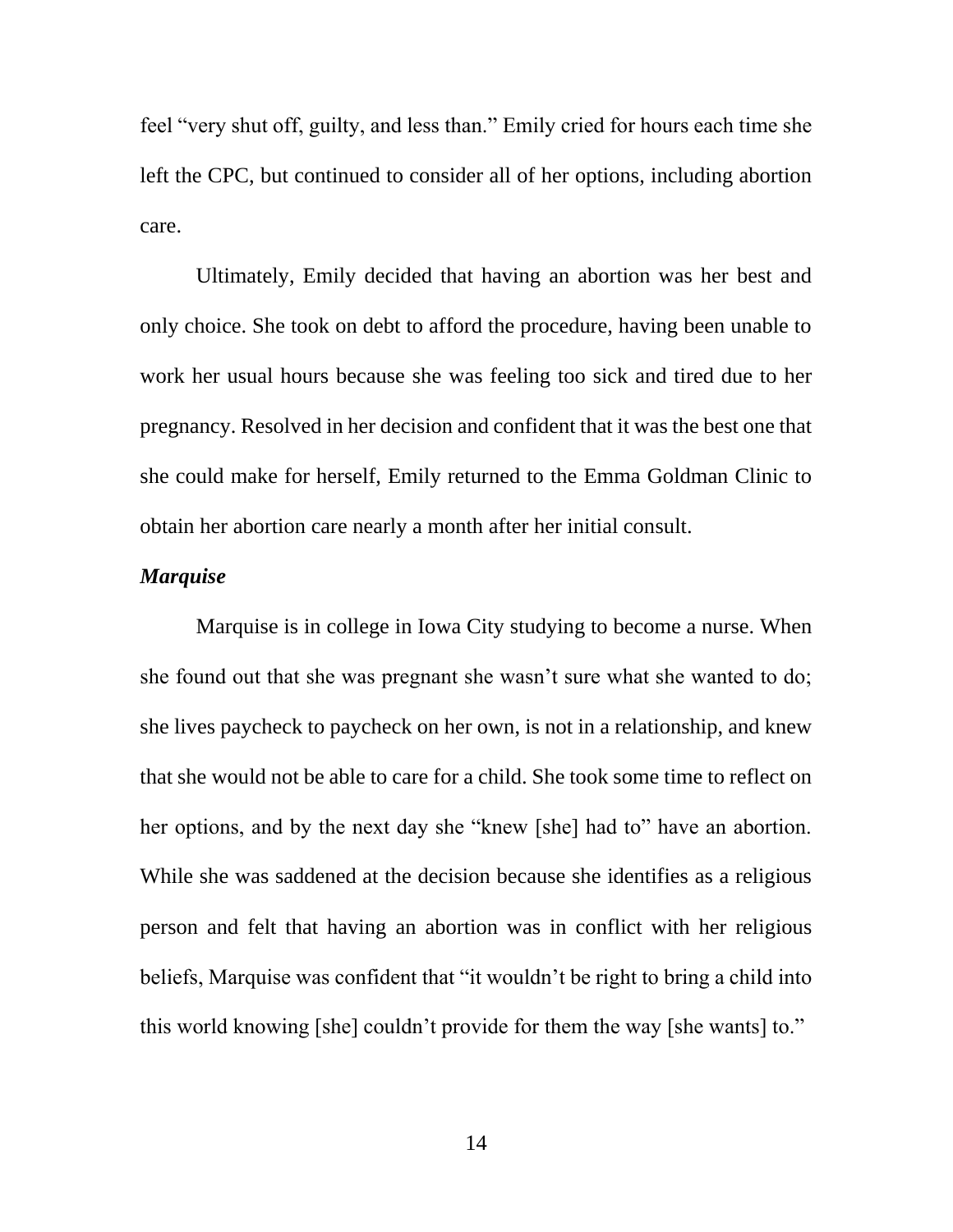feel "very shut off, guilty, and less than." Emily cried for hours each time she left the CPC, but continued to consider all of her options, including abortion care.

Ultimately, Emily decided that having an abortion was her best and only choice. She took on debt to afford the procedure, having been unable to work her usual hours because she was feeling too sick and tired due to her pregnancy. Resolved in her decision and confident that it was the best one that she could make for herself, Emily returned to the Emma Goldman Clinic to obtain her abortion care nearly a month after her initial consult.

***Marquise***

Marquise is in college in Iowa City studying to become a nurse. When she found out that she was pregnant she wasn't sure what she wanted to do; she lives paycheck to paycheck on her own, is not in a relationship, and knew that she would not be able to care for a child. She took some time to reflect on her options, and by the next day she "knew [she] had to" have an abortion. While she was saddened at the decision because she identifies as a religious person and felt that having an abortion was in conflict with her religious beliefs, Marquise was confident that "it wouldn't be right to bring a child into this world knowing [she] couldn't provide for them the way [she wants] to."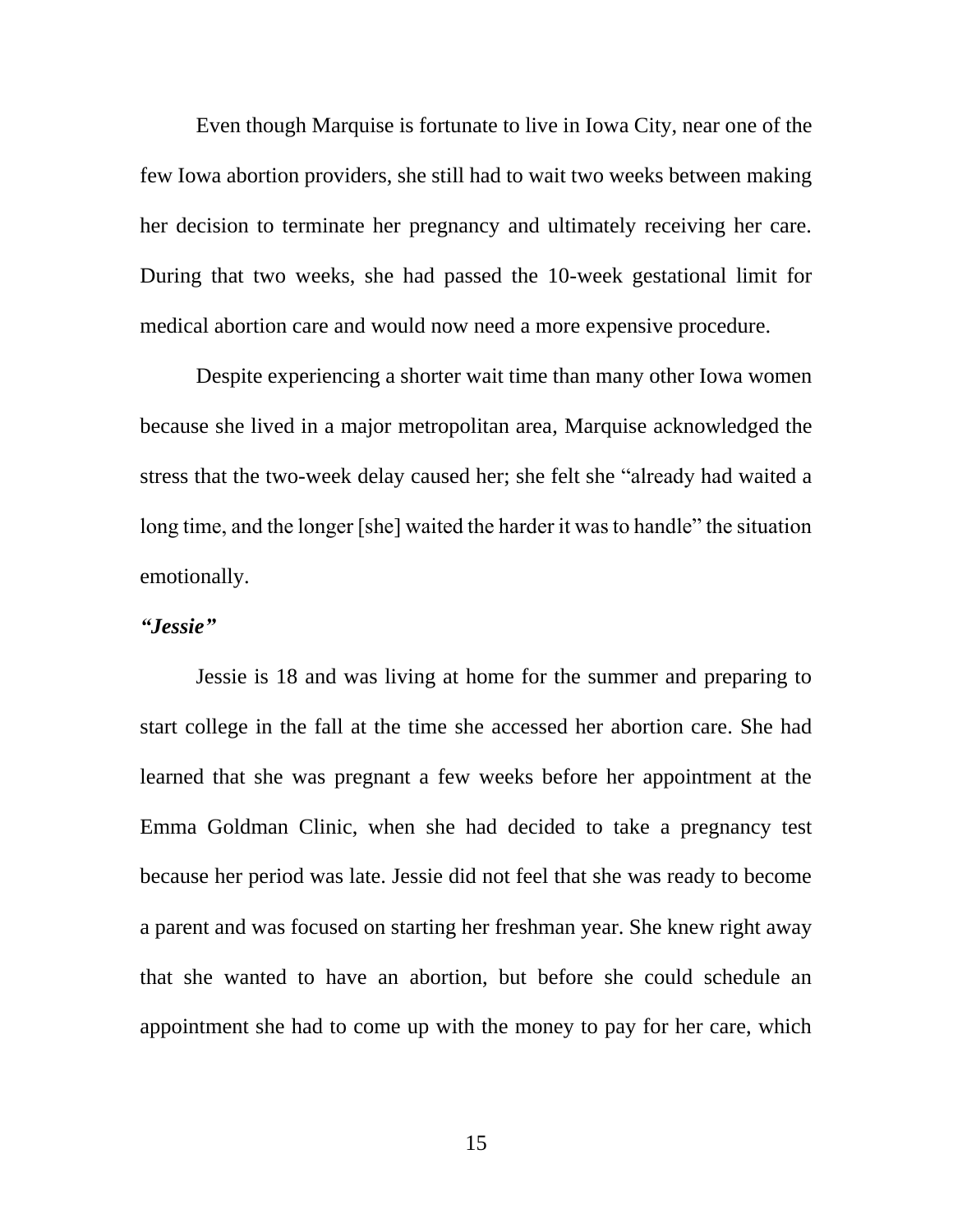Even though Marquise is fortunate to live in Iowa City, near one of the few Iowa abortion providers, she still had to wait two weeks between making her decision to terminate her pregnancy and ultimately receiving her care. During that two weeks, she had passed the 10-week gestational limit for medical abortion care and would now need a more expensive procedure.

Despite experiencing a shorter wait time than many other Iowa women because she lived in a major metropolitan area, Marquise acknowledged the stress that the two-week delay caused her; she felt she "already had waited a long time, and the longer [she] waited the harder it was to handle" the situation emotionally.

***"Jessie"***

Jessie is 18 and was living at home for the summer and preparing to start college in the fall at the time she accessed her abortion care. She had learned that she was pregnant a few weeks before her appointment at the Emma Goldman Clinic, when she had decided to take a pregnancy test because her period was late. Jessie did not feel that she was ready to become a parent and was focused on starting her freshman year. She knew right away that she wanted to have an abortion, but before she could schedule an appointment she had to come up with the money to pay for her care, which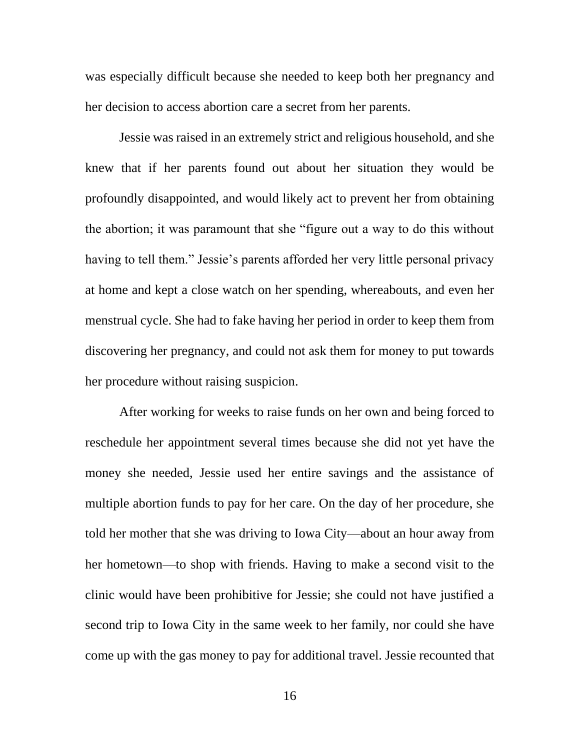was especially difficult because she needed to keep both her pregnancy and her decision to access abortion care a secret from her parents.

Jessie was raised in an extremely strict and religious household, and she knew that if her parents found out about her situation they would be profoundly disappointed, and would likely act to prevent her from obtaining the abortion; it was paramount that she "figure out a way to do this without having to tell them." Jessie's parents afforded her very little personal privacy at home and kept a close watch on her spending, whereabouts, and even her menstrual cycle. She had to fake having her period in order to keep them from discovering her pregnancy, and could not ask them for money to put towards her procedure without raising suspicion.

After working for weeks to raise funds on her own and being forced to reschedule her appointment several times because she did not yet have the money she needed, Jessie used her entire savings and the assistance of multiple abortion funds to pay for her care. On the day of her procedure, she told her mother that she was driving to Iowa City—about an hour away from her hometown—to shop with friends. Having to make a second visit to the clinic would have been prohibitive for Jessie; she could not have justified a second trip to Iowa City in the same week to her family, nor could she have come up with the gas money to pay for additional travel. Jessie recounted that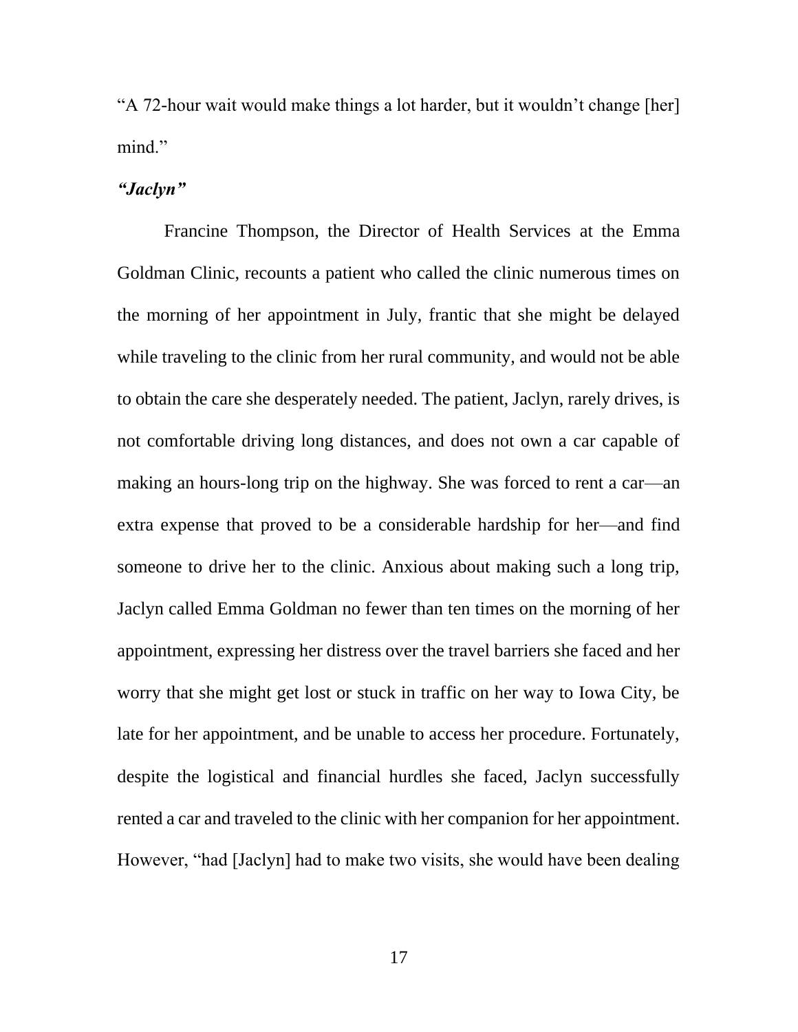"A 72-hour wait would make things a lot harder, but it wouldn't change [her] mind."

***"Jaclyn"***

Francine Thompson, the Director of Health Services at the Emma Goldman Clinic, recounts a patient who called the clinic numerous times on the morning of her appointment in July, frantic that she might be delayed while traveling to the clinic from her rural community, and would not be able to obtain the care she desperately needed. The patient, Jaclyn, rarely drives, is not comfortable driving long distances, and does not own a car capable of making an hours-long trip on the highway. She was forced to rent a car—an extra expense that proved to be a considerable hardship for her—and find someone to drive her to the clinic. Anxious about making such a long trip, Jaclyn called Emma Goldman no fewer than ten times on the morning of her appointment, expressing her distress over the travel barriers she faced and her worry that she might get lost or stuck in traffic on her way to Iowa City, be late for her appointment, and be unable to access her procedure. Fortunately, despite the logistical and financial hurdles she faced, Jaclyn successfully rented a car and traveled to the clinic with her companion for her appointment. However, "had [Jaclyn] had to make two visits, she would have been dealing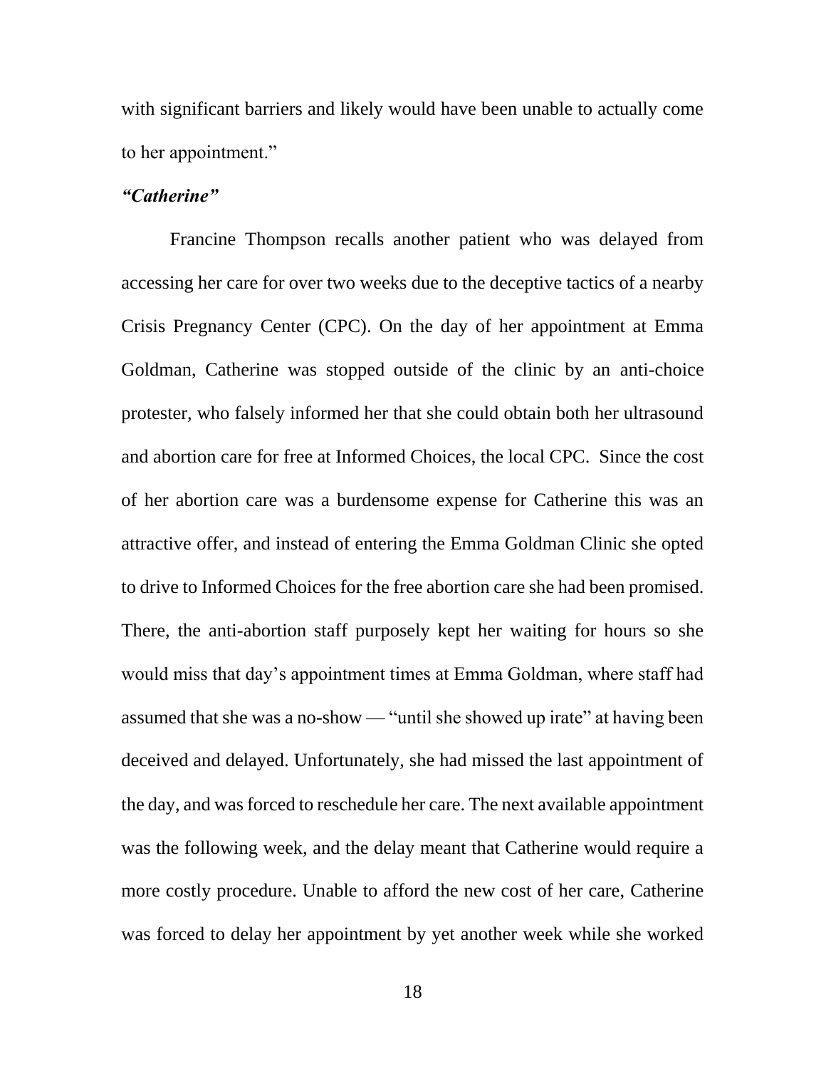with significant barriers and likely would have been unable to actually come to her appointment."

***"Catherine"***

Francine Thompson recalls another patient who was delayed from accessing her care for over two weeks due to the deceptive tactics of a nearby Crisis Pregnancy Center (CPC). On the day of her appointment at Emma Goldman, Catherine was stopped outside of the clinic by an anti-choice protester, who falsely informed her that she could obtain both her ultrasound and abortion care for free at Informed Choices, the local CPC. Since the cost of her abortion care was a burdensome expense for Catherine this was an attractive offer, and instead of entering the Emma Goldman Clinic she opted to drive to Informed Choices for the free abortion care she had been promised. There, the anti-abortion staff purposely kept her waiting for hours so she would miss that day's appointment times at Emma Goldman, where staff had assumed that she was a no-show — "until she showed up irate" at having been deceived and delayed. Unfortunately, she had missed the last appointment of the day, and was forced to reschedule her care. The next available appointment was the following week, and the delay meant that Catherine would require a more costly procedure. Unable to afford the new cost of her care, Catherine was forced to delay her appointment by yet another week while she worked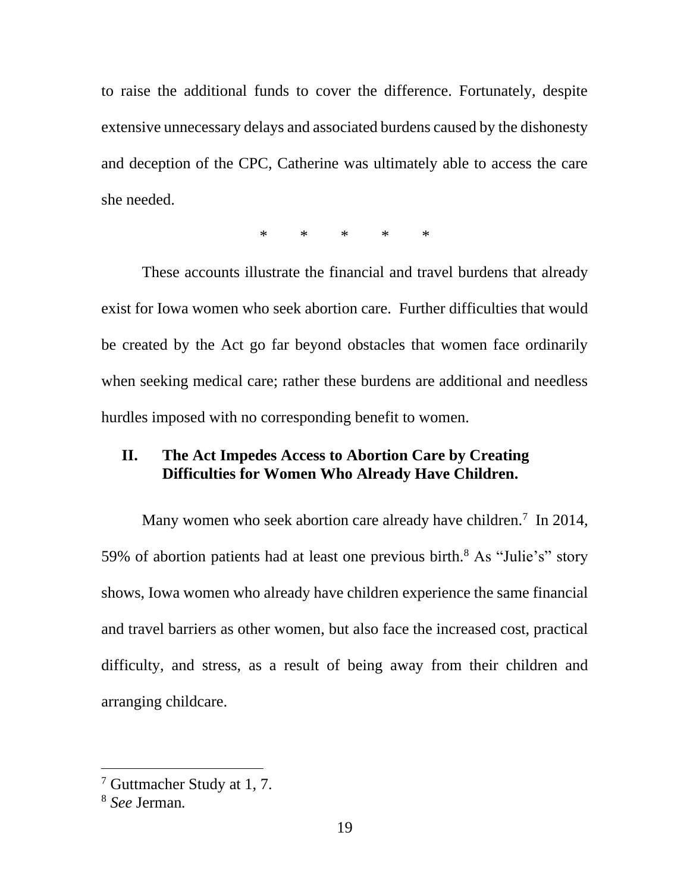to raise the additional funds to cover the difference. Fortunately, despite extensive unnecessary delays and associated burdens caused by the dishonesty and deception of the CPC, Catherine was ultimately able to access the care she needed.

\* \* \* \* \*

These accounts illustrate the financial and travel burdens that already exist for Iowa women who seek abortion care. Further difficulties that would be created by the Act go far beyond obstacles that women face ordinarily when seeking medical care; rather these burdens are additional and needless hurdles imposed with no corresponding benefit to women.

## II. The Act Impedes Access to Abortion Care by Creating Difficulties for Women Who Already Have Children.

Many women who seek abortion care already have children.[7] In 2014, 59% of abortion patients had at least one previous birth.[8] As "Julie's" story shows, Iowa women who already have children experience the same financial and travel barriers as other women, but also face the increased cost, practical difficulty, and stress, as a result of being away from their children and arranging childcare.

---

[7] Guttmacher Study at 1, 7.

[8] *See* Jerman.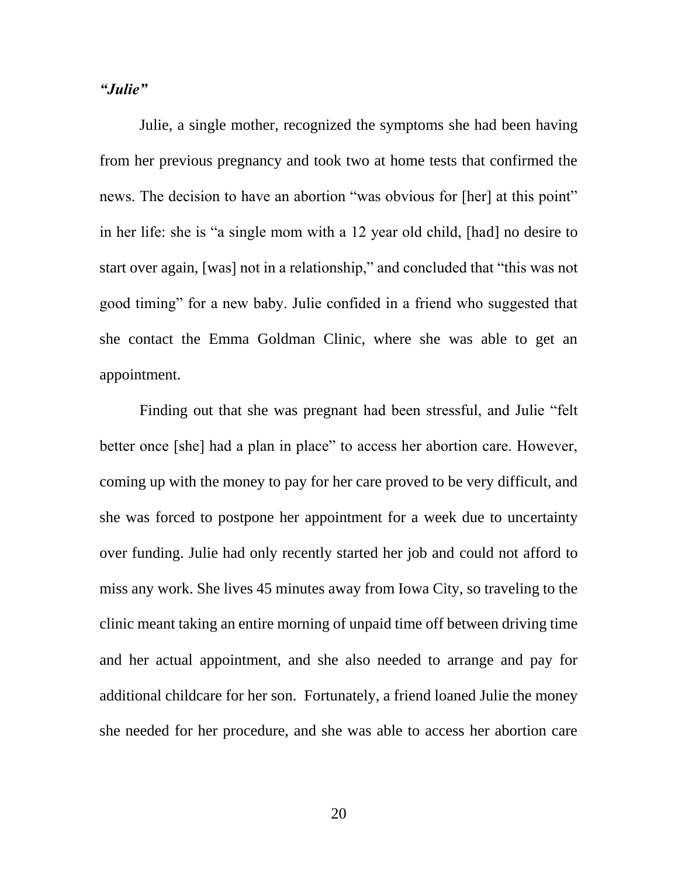***"Julie"***

Julie, a single mother, recognized the symptoms she had been having from her previous pregnancy and took two at home tests that confirmed the news. The decision to have an abortion "was obvious for [her] at this point" in her life: she is "a single mom with a 12 year old child, [had] no desire to start over again, [was] not in a relationship," and concluded that "this was not good timing" for a new baby. Julie confided in a friend who suggested that she contact the Emma Goldman Clinic, where she was able to get an appointment.

Finding out that she was pregnant had been stressful, and Julie "felt better once [she] had a plan in place" to access her abortion care. However, coming up with the money to pay for her care proved to be very difficult, and she was forced to postpone her appointment for a week due to uncertainty over funding. Julie had only recently started her job and could not afford to miss any work. She lives 45 minutes away from Iowa City, so traveling to the clinic meant taking an entire morning of unpaid time off between driving time and her actual appointment, and she also needed to arrange and pay for additional childcare for her son. Fortunately, a friend loaned Julie the money she needed for her procedure, and she was able to access her abortion care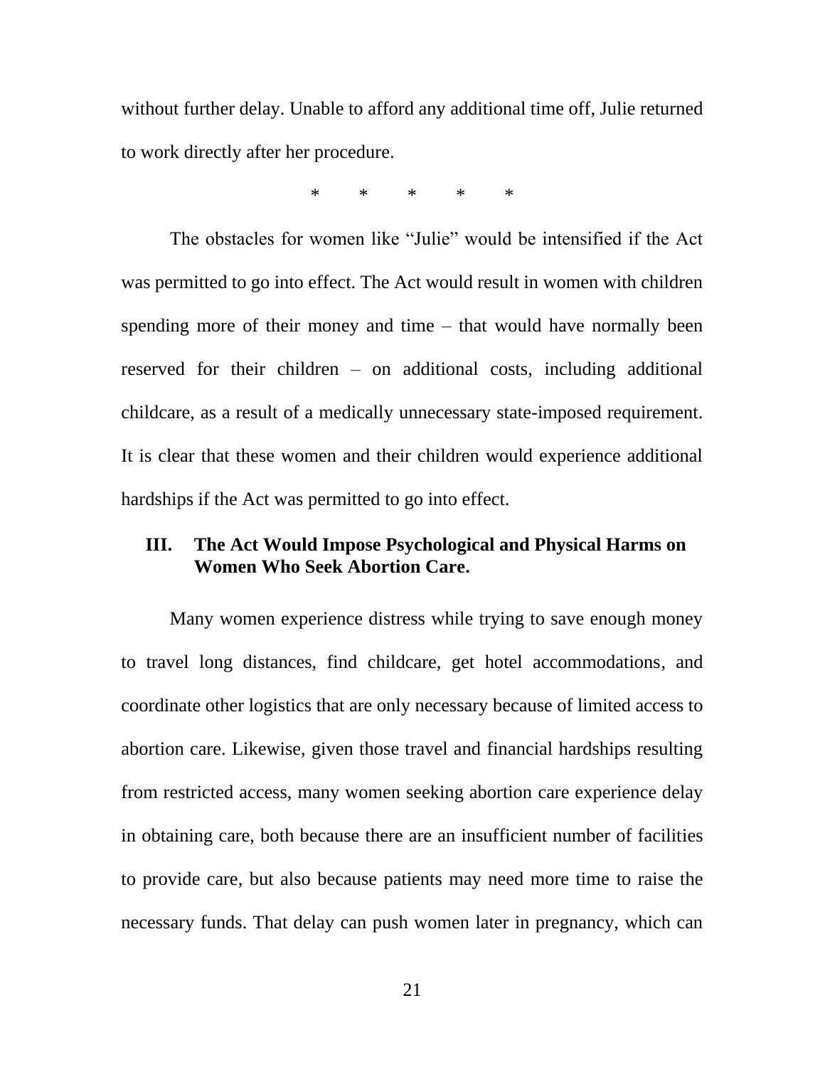without further delay. Unable to afford any additional time off, Julie returned to work directly after her procedure.

\*     \*     \*     \*     \*

The obstacles for women like "Julie" would be intensified if the Act was permitted to go into effect. The Act would result in women with children spending more of their money and time – that would have normally been reserved for their children – on additional costs, including additional childcare, as a result of a medically unnecessary state-imposed requirement. It is clear that these women and their children would experience additional hardships if the Act was permitted to go into effect.

## III. The Act Would Impose Psychological and Physical Harms on Women Who Seek Abortion Care.

Many women experience distress while trying to save enough money to travel long distances, find childcare, get hotel accommodations, and coordinate other logistics that are only necessary because of limited access to abortion care. Likewise, given those travel and financial hardships resulting from restricted access, many women seeking abortion care experience delay in obtaining care, both because there are an insufficient number of facilities to provide care, but also because patients may need more time to raise the necessary funds. That delay can push women later in pregnancy, which can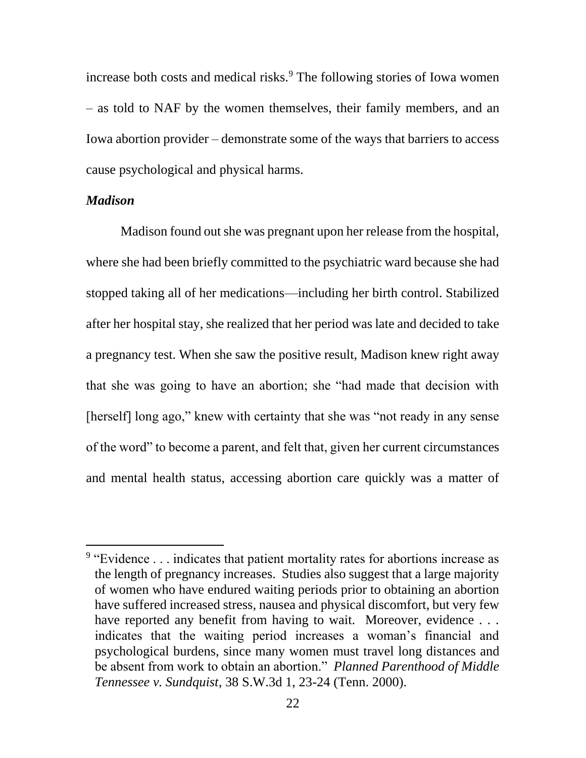increase both costs and medical risks.[9] The following stories of Iowa women – as told to NAF by the women themselves, their family members, and an Iowa abortion provider – demonstrate some of the ways that barriers to access cause psychological and physical harms.

***Madison***

Madison found out she was pregnant upon her release from the hospital, where she had been briefly committed to the psychiatric ward because she had stopped taking all of her medications—including her birth control. Stabilized after her hospital stay, she realized that her period was late and decided to take a pregnancy test. When she saw the positive result, Madison knew right away that she was going to have an abortion; she "had made that decision with [herself] long ago," knew with certainty that she was "not ready in any sense of the word" to become a parent, and felt that, given her current circumstances and mental health status, accessing abortion care quickly was a matter of

---

[9] "Evidence . . . indicates that patient mortality rates for abortions increase as the length of pregnancy increases. Studies also suggest that a large majority of women who have endured waiting periods prior to obtaining an abortion have suffered increased stress, nausea and physical discomfort, but very few have reported any benefit from having to wait. Moreover, evidence . . . indicates that the waiting period increases a woman's financial and psychological burdens, since many women must travel long distances and be absent from work to obtain an abortion." *Planned Parenthood of Middle Tennessee v. Sundquist*, 38 S.W.3d 1, 23-24 (Tenn. 2000).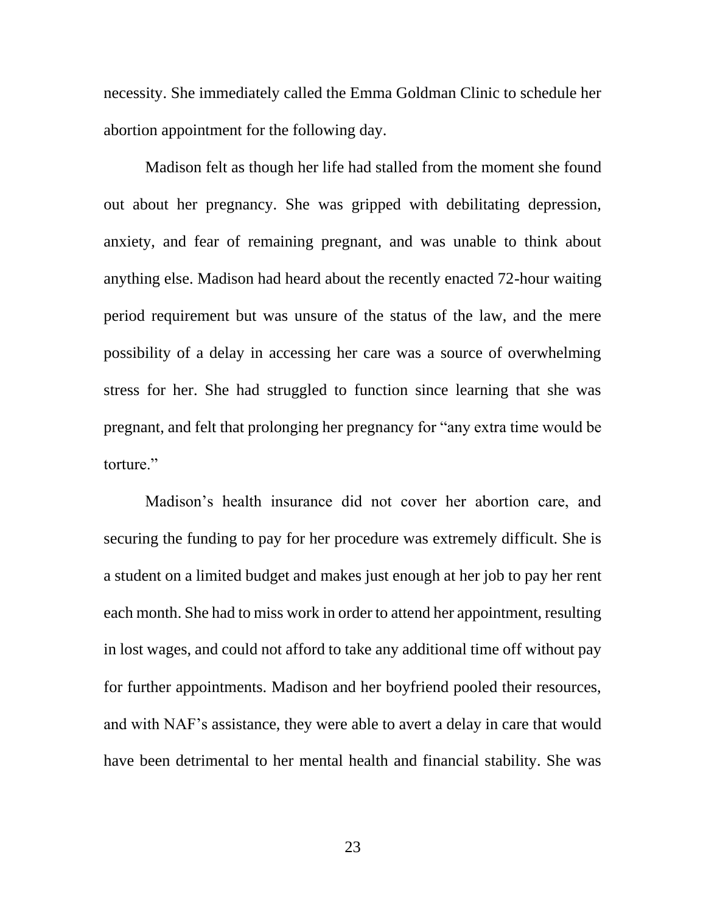necessity. She immediately called the Emma Goldman Clinic to schedule her abortion appointment for the following day.

Madison felt as though her life had stalled from the moment she found out about her pregnancy. She was gripped with debilitating depression, anxiety, and fear of remaining pregnant, and was unable to think about anything else. Madison had heard about the recently enacted 72-hour waiting period requirement but was unsure of the status of the law, and the mere possibility of a delay in accessing her care was a source of overwhelming stress for her. She had struggled to function since learning that she was pregnant, and felt that prolonging her pregnancy for "any extra time would be torture."

Madison's health insurance did not cover her abortion care, and securing the funding to pay for her procedure was extremely difficult. She is a student on a limited budget and makes just enough at her job to pay her rent each month. She had to miss work in order to attend her appointment, resulting in lost wages, and could not afford to take any additional time off without pay for further appointments. Madison and her boyfriend pooled their resources, and with NAF's assistance, they were able to avert a delay in care that would have been detrimental to her mental health and financial stability. She was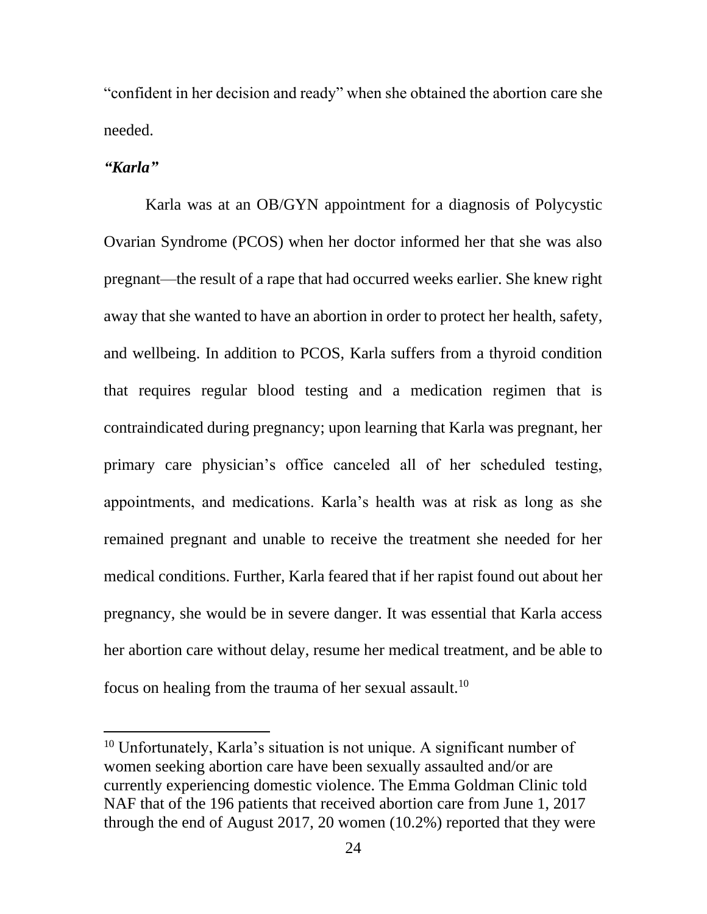"confident in her decision and ready" when she obtained the abortion care she needed.

***"Karla"***

Karla was at an OB/GYN appointment for a diagnosis of Polycystic Ovarian Syndrome (PCOS) when her doctor informed her that she was also pregnant—the result of a rape that had occurred weeks earlier. She knew right away that she wanted to have an abortion in order to protect her health, safety, and wellbeing. In addition to PCOS, Karla suffers from a thyroid condition that requires regular blood testing and a medication regimen that is contraindicated during pregnancy; upon learning that Karla was pregnant, her primary care physician's office canceled all of her scheduled testing, appointments, and medications. Karla's health was at risk as long as she remained pregnant and unable to receive the treatment she needed for her medical conditions. Further, Karla feared that if her rapist found out about her pregnancy, she would be in severe danger. It was essential that Karla access her abortion care without delay, resume her medical treatment, and be able to focus on healing from the trauma of her sexual assault.[10]

[10] Unfortunately, Karla's situation is not unique. A significant number of women seeking abortion care have been sexually assaulted and/or are currently experiencing domestic violence. The Emma Goldman Clinic told NAF that of the 196 patients that received abortion care from June 1, 2017 through the end of August 2017, 20 women (10.2%) reported that they were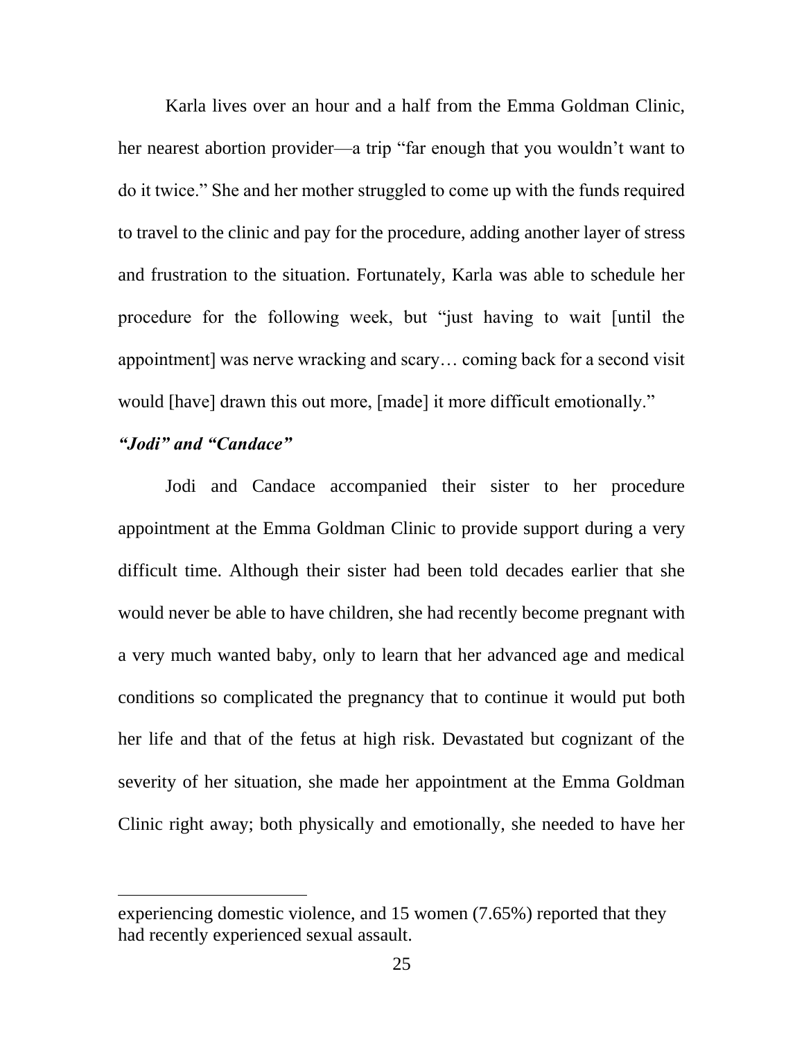Karla lives over an hour and a half from the Emma Goldman Clinic, her nearest abortion provider—a trip "far enough that you wouldn't want to do it twice." She and her mother struggled to come up with the funds required to travel to the clinic and pay for the procedure, adding another layer of stress and frustration to the situation. Fortunately, Karla was able to schedule her procedure for the following week, but "just having to wait [until the appointment] was nerve wracking and scary… coming back for a second visit would [have] drawn this out more, [made] it more difficult emotionally."

***"Jodi" and "Candace"***

Jodi and Candace accompanied their sister to her procedure appointment at the Emma Goldman Clinic to provide support during a very difficult time. Although their sister had been told decades earlier that she would never be able to have children, she had recently become pregnant with a very much wanted baby, only to learn that her advanced age and medical conditions so complicated the pregnancy that to continue it would put both her life and that of the fetus at high risk. Devastated but cognizant of the severity of her situation, she made her appointment at the Emma Goldman Clinic right away; both physically and emotionally, she needed to have her

---

experiencing domestic violence, and 15 women (7.65%) reported that they had recently experienced sexual assault.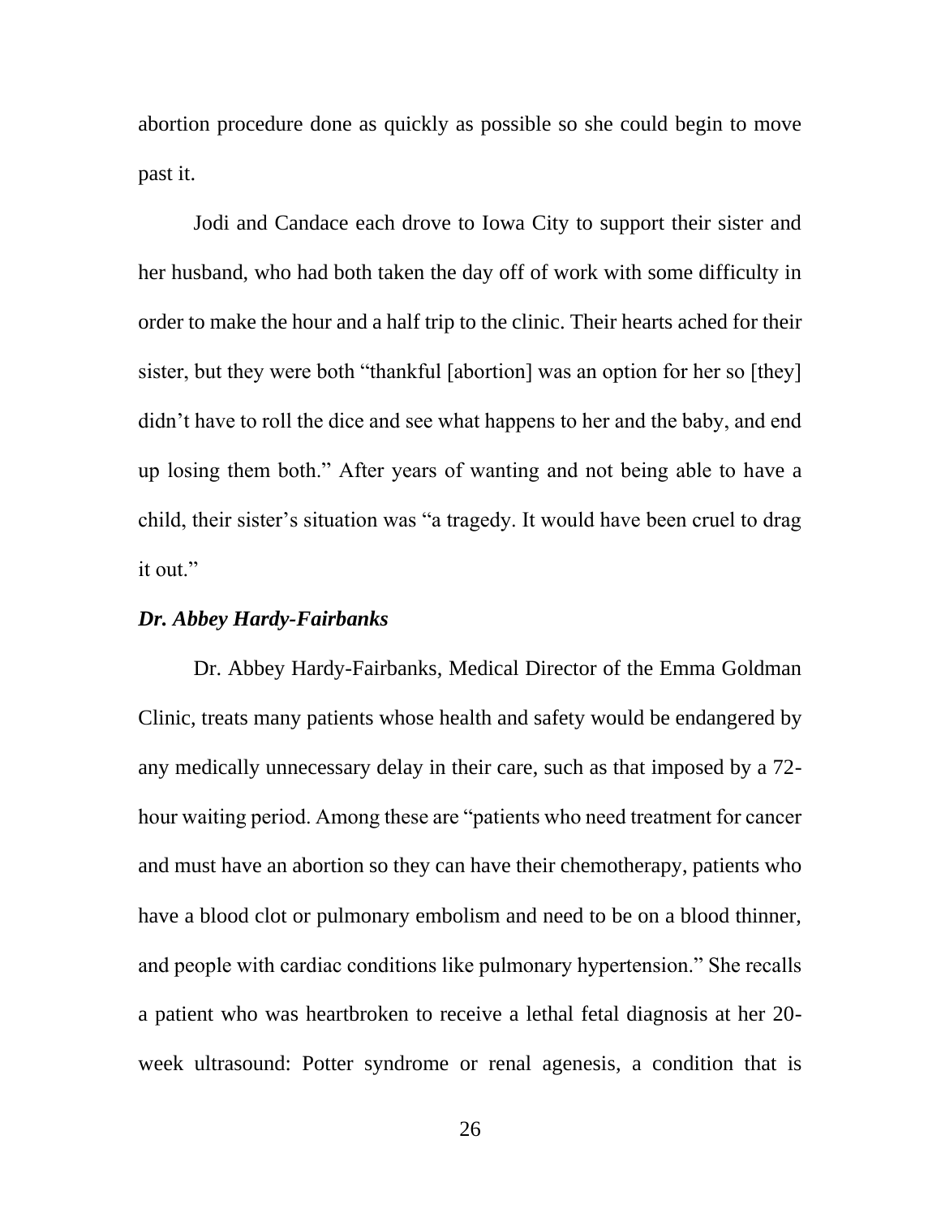abortion procedure done as quickly as possible so she could begin to move past it.

Jodi and Candace each drove to Iowa City to support their sister and her husband, who had both taken the day off of work with some difficulty in order to make the hour and a half trip to the clinic. Their hearts ached for their sister, but they were both "thankful [abortion] was an option for her so [they] didn't have to roll the dice and see what happens to her and the baby, and end up losing them both." After years of wanting and not being able to have a child, their sister's situation was "a tragedy. It would have been cruel to drag it out."

***Dr. Abbey Hardy-Fairbanks***

Dr. Abbey Hardy-Fairbanks, Medical Director of the Emma Goldman Clinic, treats many patients whose health and safety would be endangered by any medically unnecessary delay in their care, such as that imposed by a 72-hour waiting period. Among these are "patients who need treatment for cancer and must have an abortion so they can have their chemotherapy, patients who have a blood clot or pulmonary embolism and need to be on a blood thinner, and people with cardiac conditions like pulmonary hypertension." She recalls a patient who was heartbroken to receive a lethal fetal diagnosis at her 20-week ultrasound: Potter syndrome or renal agenesis, a condition that is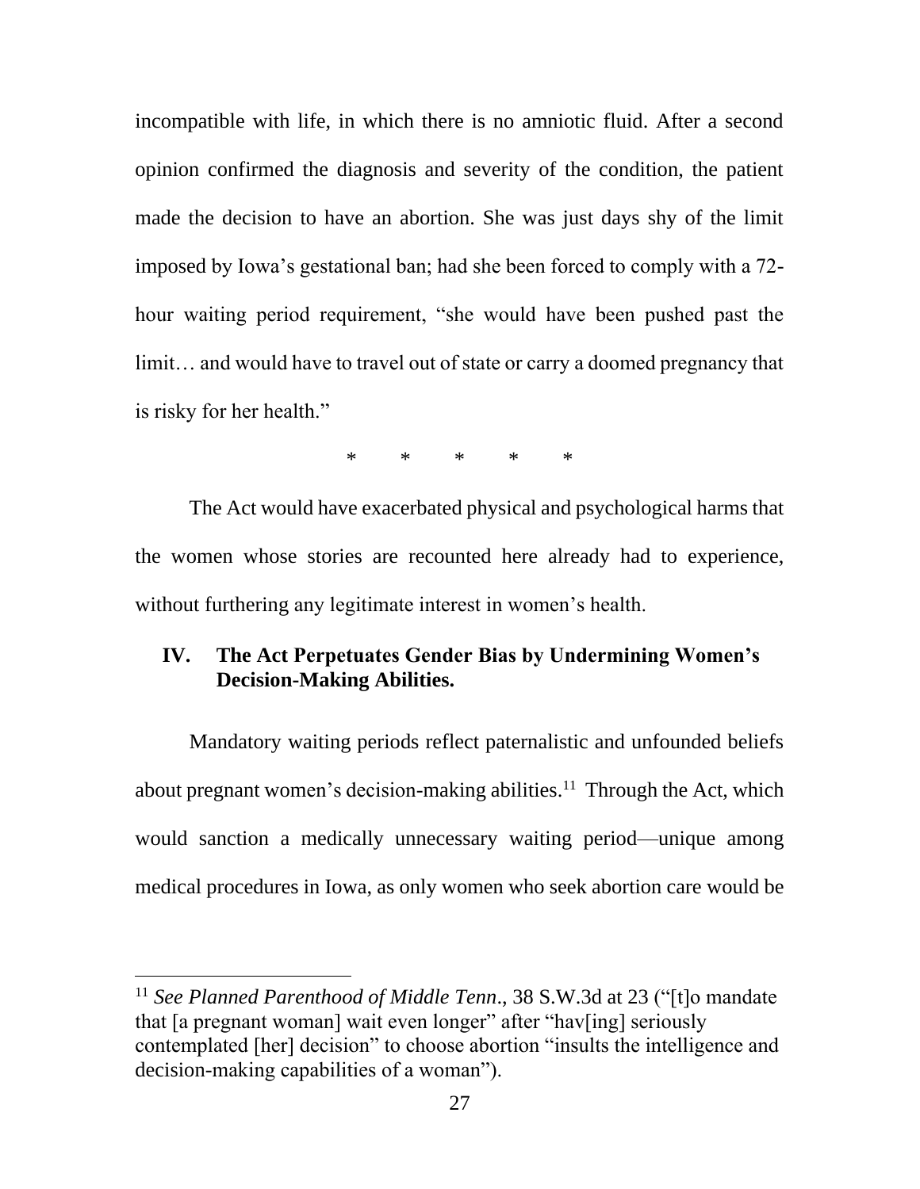incompatible with life, in which there is no amniotic fluid. After a second opinion confirmed the diagnosis and severity of the condition, the patient made the decision to have an abortion. She was just days shy of the limit imposed by Iowa's gestational ban; had she been forced to comply with a 72-hour waiting period requirement, "she would have been pushed past the limit… and would have to travel out of state or carry a doomed pregnancy that is risky for her health."

\* \* \* \* \*

The Act would have exacerbated physical and psychological harms that the women whose stories are recounted here already had to experience, without furthering any legitimate interest in women's health.

## IV. The Act Perpetuates Gender Bias by Undermining Women's Decision-Making Abilities.

Mandatory waiting periods reflect paternalistic and unfounded beliefs about pregnant women's decision-making abilities.[11] Through the Act, which would sanction a medically unnecessary waiting period—unique among medical procedures in Iowa, as only women who seek abortion care would be

---

[11] *See Planned Parenthood of Middle Tenn*., 38 S.W.3d at 23 ("[t]o mandate that [a pregnant woman] wait even longer" after "hav[ing] seriously contemplated [her] decision" to choose abortion "insults the intelligence and decision-making capabilities of a woman").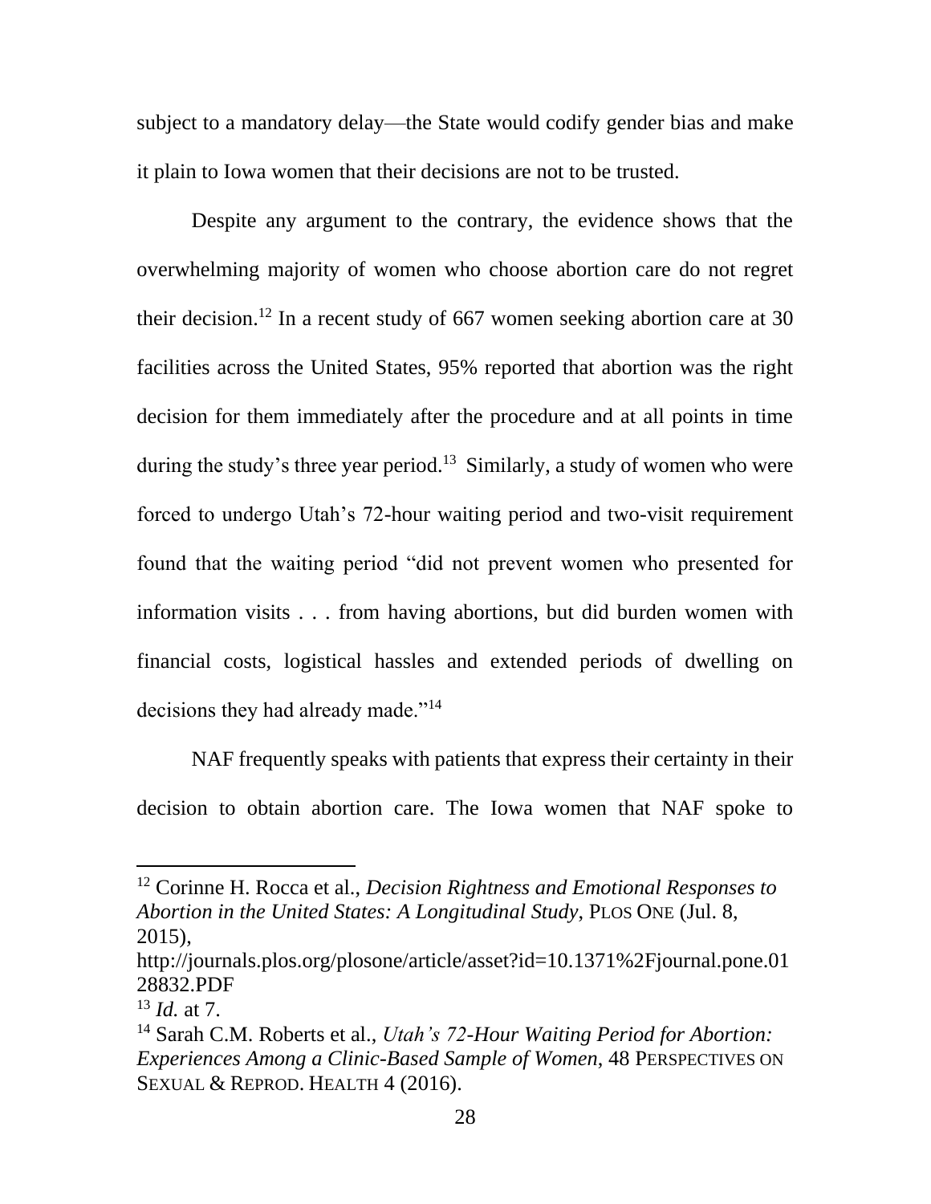subject to a mandatory delay—the State would codify gender bias and make it plain to Iowa women that their decisions are not to be trusted.

Despite any argument to the contrary, the evidence shows that the overwhelming majority of women who choose abortion care do not regret their decision.[12] In a recent study of 667 women seeking abortion care at 30 facilities across the United States, 95% reported that abortion was the right decision for them immediately after the procedure and at all points in time during the study's three year period.[13] Similarly, a study of women who were forced to undergo Utah's 72-hour waiting period and two-visit requirement found that the waiting period "did not prevent women who presented for information visits . . . from having abortions, but did burden women with financial costs, logistical hassles and extended periods of dwelling on decisions they had already made."[14]

NAF frequently speaks with patients that express their certainty in their decision to obtain abortion care. The Iowa women that NAF spoke to

---

[12] Corinne H. Rocca et al., *Decision Rightness and Emotional Responses to Abortion in the United States: A Longitudinal Study*, PLOS ONE (Jul. 8, 2015), http://journals.plos.org/plosone/article/asset?id=10.1371%2Fjournal.pone.0128832.PDF

[13] *Id.* at 7.

[14] Sarah C.M. Roberts et al., *Utah's 72-Hour Waiting Period for Abortion: Experiences Among a Clinic-Based Sample of Women*, 48 PERSPECTIVES ON SEXUAL & REPROD. HEALTH 4 (2016).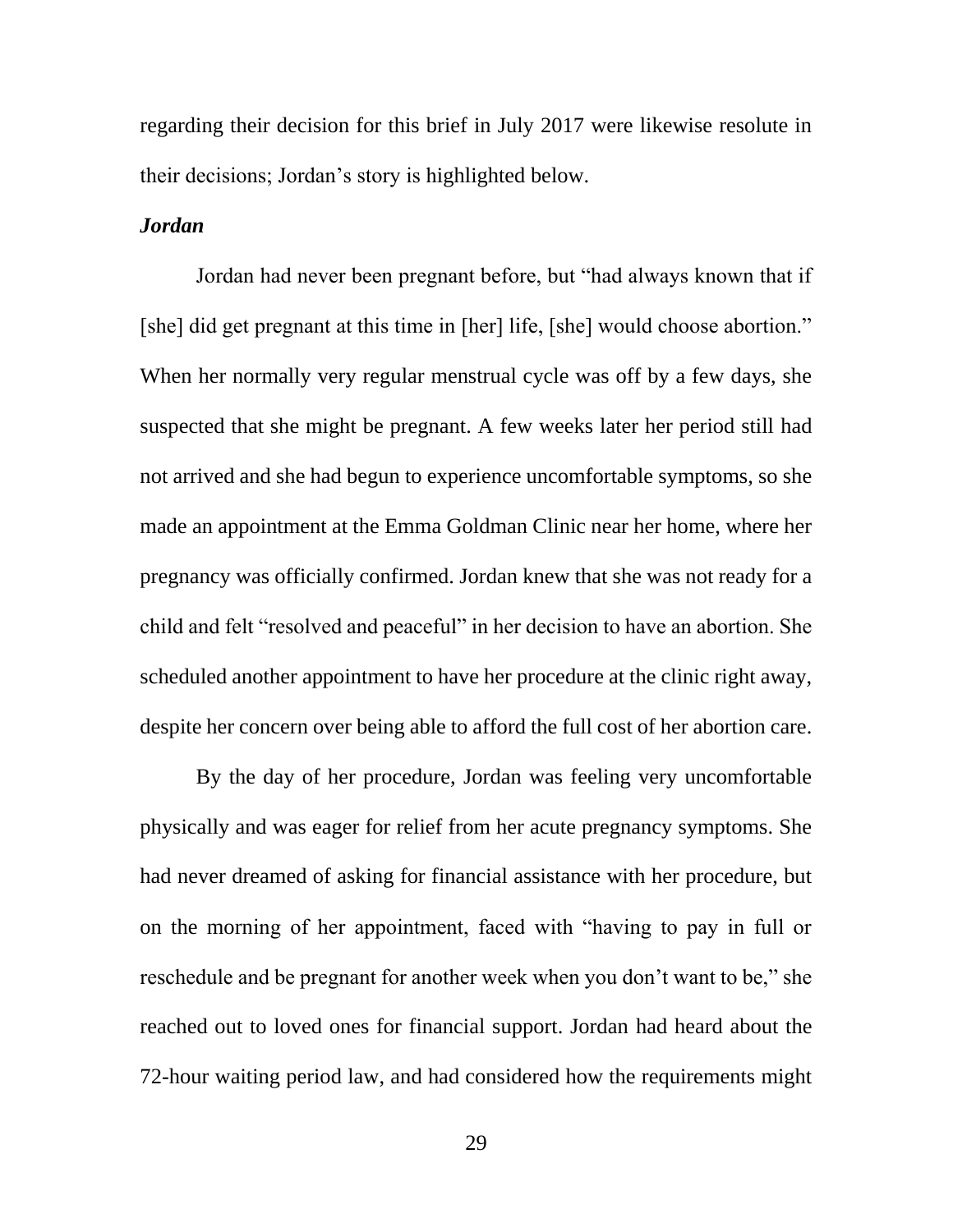regarding their decision for this brief in July 2017 were likewise resolute in their decisions; Jordan's story is highlighted below.

***Jordan***

Jordan had never been pregnant before, but "had always known that if [she] did get pregnant at this time in [her] life, [she] would choose abortion." When her normally very regular menstrual cycle was off by a few days, she suspected that she might be pregnant. A few weeks later her period still had not arrived and she had begun to experience uncomfortable symptoms, so she made an appointment at the Emma Goldman Clinic near her home, where her pregnancy was officially confirmed. Jordan knew that she was not ready for a child and felt "resolved and peaceful" in her decision to have an abortion. She scheduled another appointment to have her procedure at the clinic right away, despite her concern over being able to afford the full cost of her abortion care.

By the day of her procedure, Jordan was feeling very uncomfortable physically and was eager for relief from her acute pregnancy symptoms. She had never dreamed of asking for financial assistance with her procedure, but on the morning of her appointment, faced with "having to pay in full or reschedule and be pregnant for another week when you don't want to be," she reached out to loved ones for financial support. Jordan had heard about the 72-hour waiting period law, and had considered how the requirements might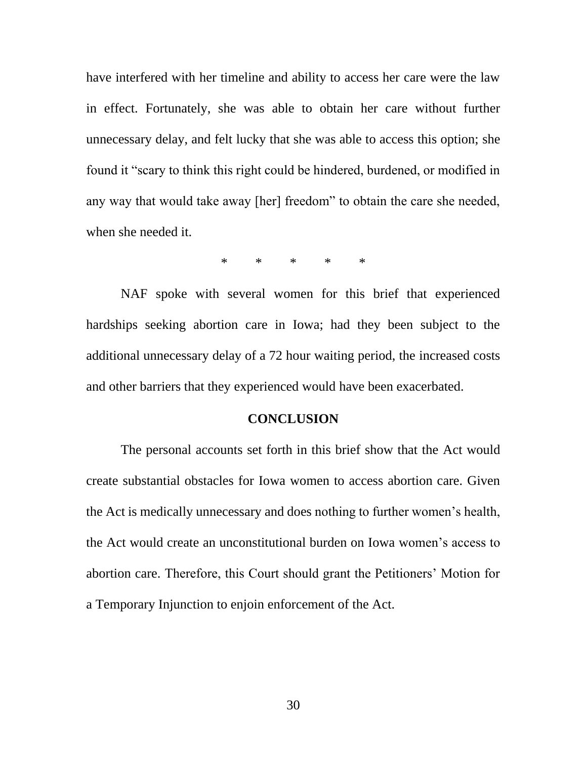have interfered with her timeline and ability to access her care were the law in effect. Fortunately, she was able to obtain her care without further unnecessary delay, and felt lucky that she was able to access this option; she found it "scary to think this right could be hindered, burdened, or modified in any way that would take away [her] freedom" to obtain the care she needed, when she needed it.

\* \* \* \* \*

NAF spoke with several women for this brief that experienced hardships seeking abortion care in Iowa; had they been subject to the additional unnecessary delay of a 72 hour waiting period, the increased costs and other barriers that they experienced would have been exacerbated.

## CONCLUSION

The personal accounts set forth in this brief show that the Act would create substantial obstacles for Iowa women to access abortion care. Given the Act is medically unnecessary and does nothing to further women's health, the Act would create an unconstitutional burden on Iowa women's access to abortion care. Therefore, this Court should grant the Petitioners' Motion for a Temporary Injunction to enjoin enforcement of the Act.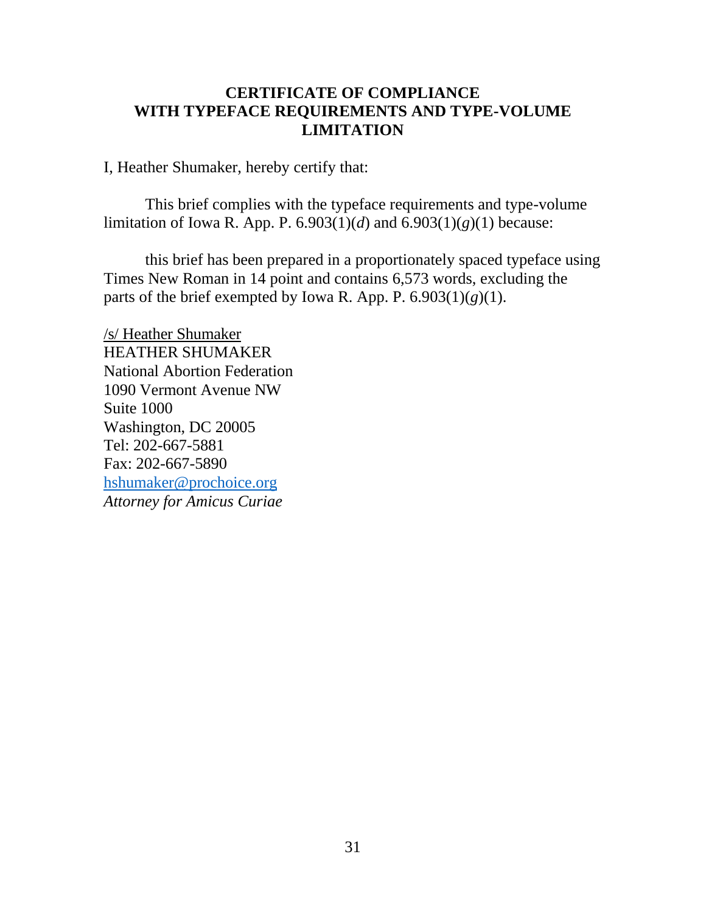## CERTIFICATE OF COMPLIANCE WITH TYPEFACE REQUIREMENTS AND TYPE-VOLUME LIMITATION

I, Heather Shumaker, hereby certify that:

This brief complies with the typeface requirements and type-volume limitation of Iowa R. App. P. 6.903(1)(*d*) and 6.903(1)(*g*)(1) because:

this brief has been prepared in a proportionately spaced typeface using Times New Roman in 14 point and contains 6,573 words, excluding the parts of the brief exempted by Iowa R. App. P. 6.903(1)(*g*)(1).

/s/ Heather Shumaker
HEATHER SHUMAKER
National Abortion Federation
1090 Vermont Avenue NW
Suite 1000
Washington, DC 20005
Tel: 202-667-5881
Fax: 202-667-5890
hshumaker@prochoice.org
*Attorney for Amicus Curiae*